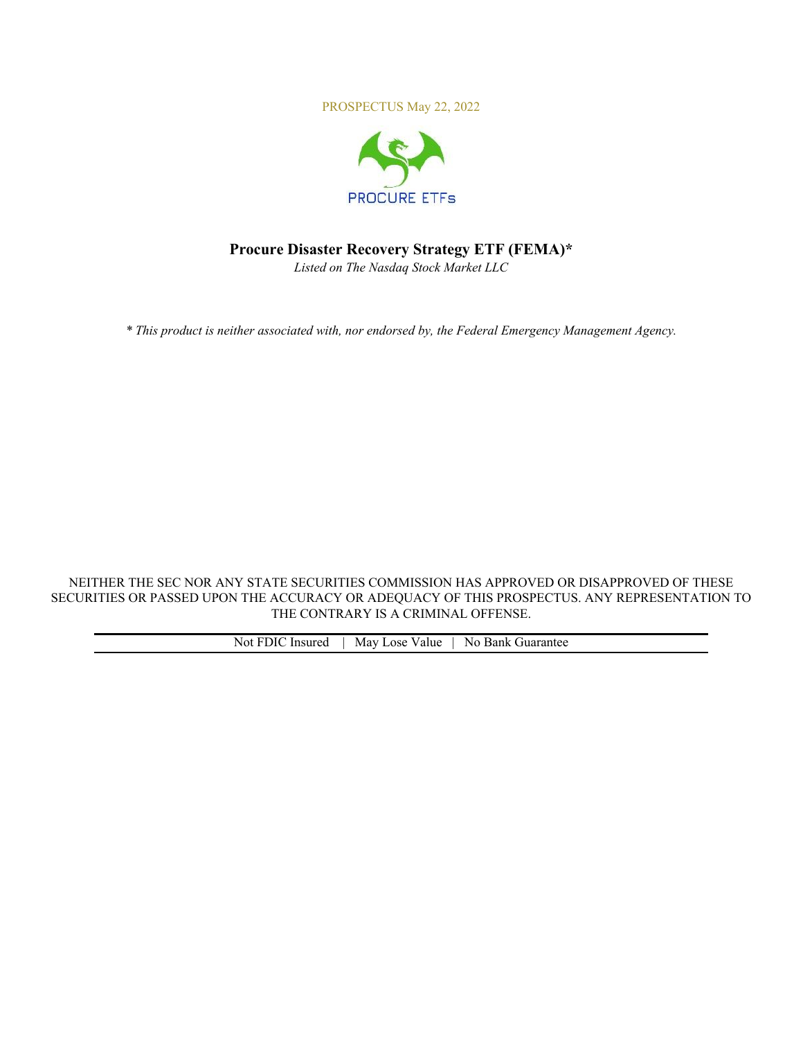PROSPECTUS May 22, 2022

PROCURE ETFs

# Procure Disaster Recovery Strategy ETF (FEMA)*

*Listed on The Nasdaq Stock Market LLC*

*\* This product is neither associated with, nor endorsed by, the Federal Emergency Management Agency.*

NEITHER THE SEC NOR ANY STATE SECURITIES COMMISSION HAS APPROVED OR DISAPPROVED OF THESE SECURITIES OR PASSED UPON THE ACCURACY OR ADEQUACY OF THIS PROSPECTUS. ANY REPRESENTATION TO THE CONTRARY IS A CRIMINAL OFFENSE.

Not FDIC Insured | May Lose Value | No Bank Guarantee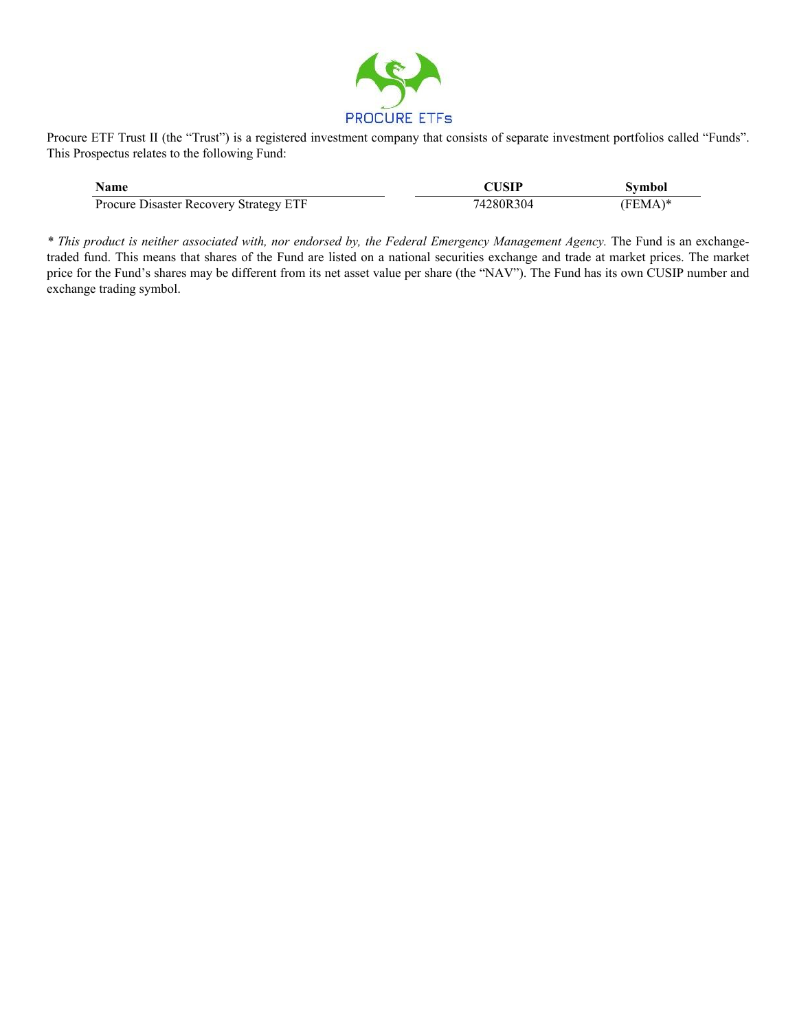PROCURE ETFs

Procure ETF Trust II (the "Trust") is a registered investment company that consists of separate investment portfolios called "Funds". This Prospectus relates to the following Fund:

| Name | CUSIP | Symbol |
|---|---|---|
| Procure Disaster Recovery Strategy ETF | 74280R304 | (FEMA)* |

*\* This product is neither associated with, nor endorsed by, the Federal Emergency Management Agency.* The Fund is an exchange-traded fund. This means that shares of the Fund are listed on a national securities exchange and trade at market prices. The market price for the Fund's shares may be different from its net asset value per share (the "NAV"). The Fund has its own CUSIP number and exchange trading symbol.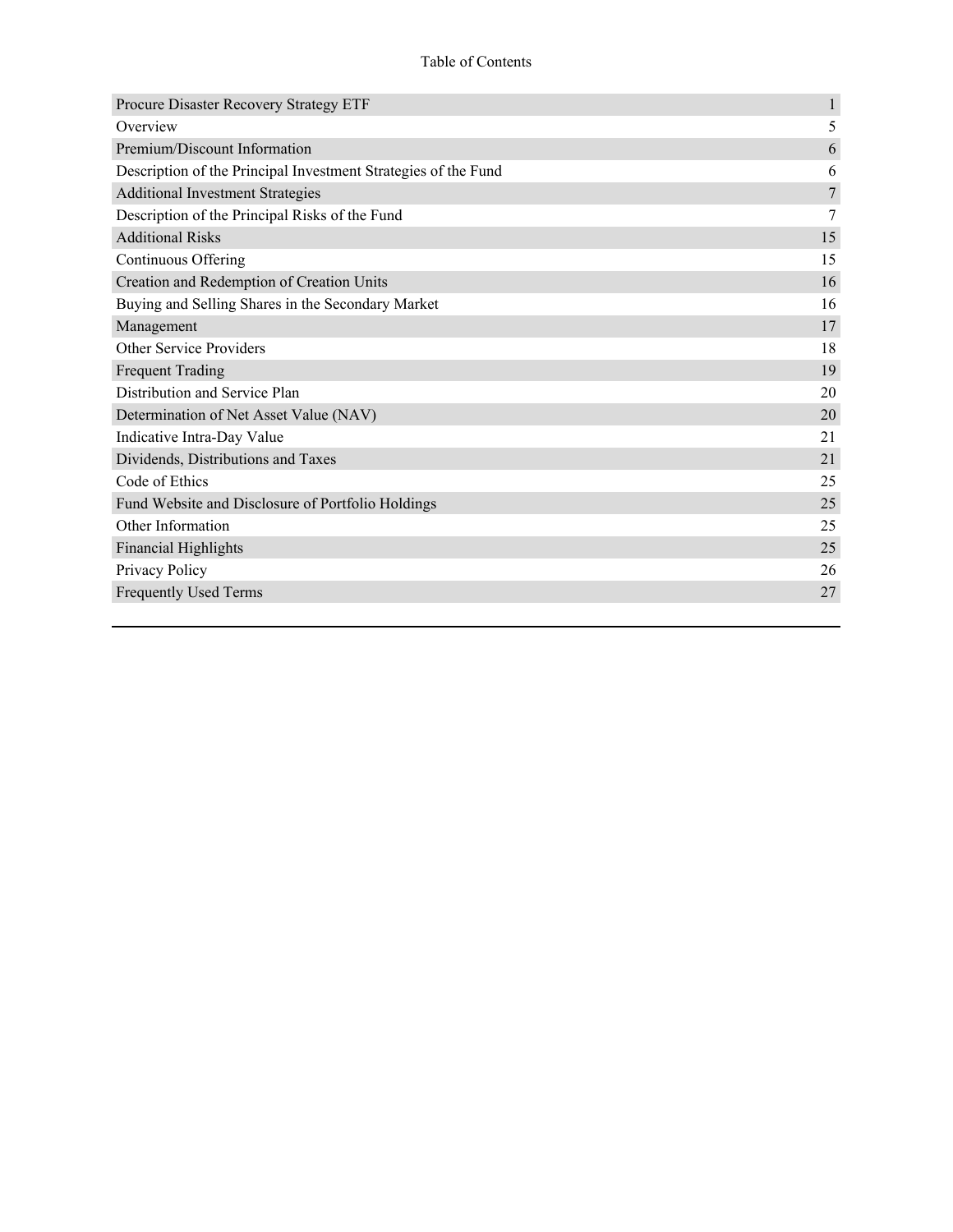Table of Contents

| | |
|---|---|
| Procure Disaster Recovery Strategy ETF | 1 |
| Overview | 5 |
| Premium/Discount Information | 6 |
| Description of the Principal Investment Strategies of the Fund | 6 |
| Additional Investment Strategies | 7 |
| Description of the Principal Risks of the Fund | 7 |
| Additional Risks | 15 |
| Continuous Offering | 15 |
| Creation and Redemption of Creation Units | 16 |
| Buying and Selling Shares in the Secondary Market | 16 |
| Management | 17 |
| Other Service Providers | 18 |
| Frequent Trading | 19 |
| Distribution and Service Plan | 20 |
| Determination of Net Asset Value (NAV) | 20 |
| Indicative Intra-Day Value | 21 |
| Dividends, Distributions and Taxes | 21 |
| Code of Ethics | 25 |
| Fund Website and Disclosure of Portfolio Holdings | 25 |
| Other Information | 25 |
| Financial Highlights | 25 |
| Privacy Policy | 26 |
| Frequently Used Terms | 27 |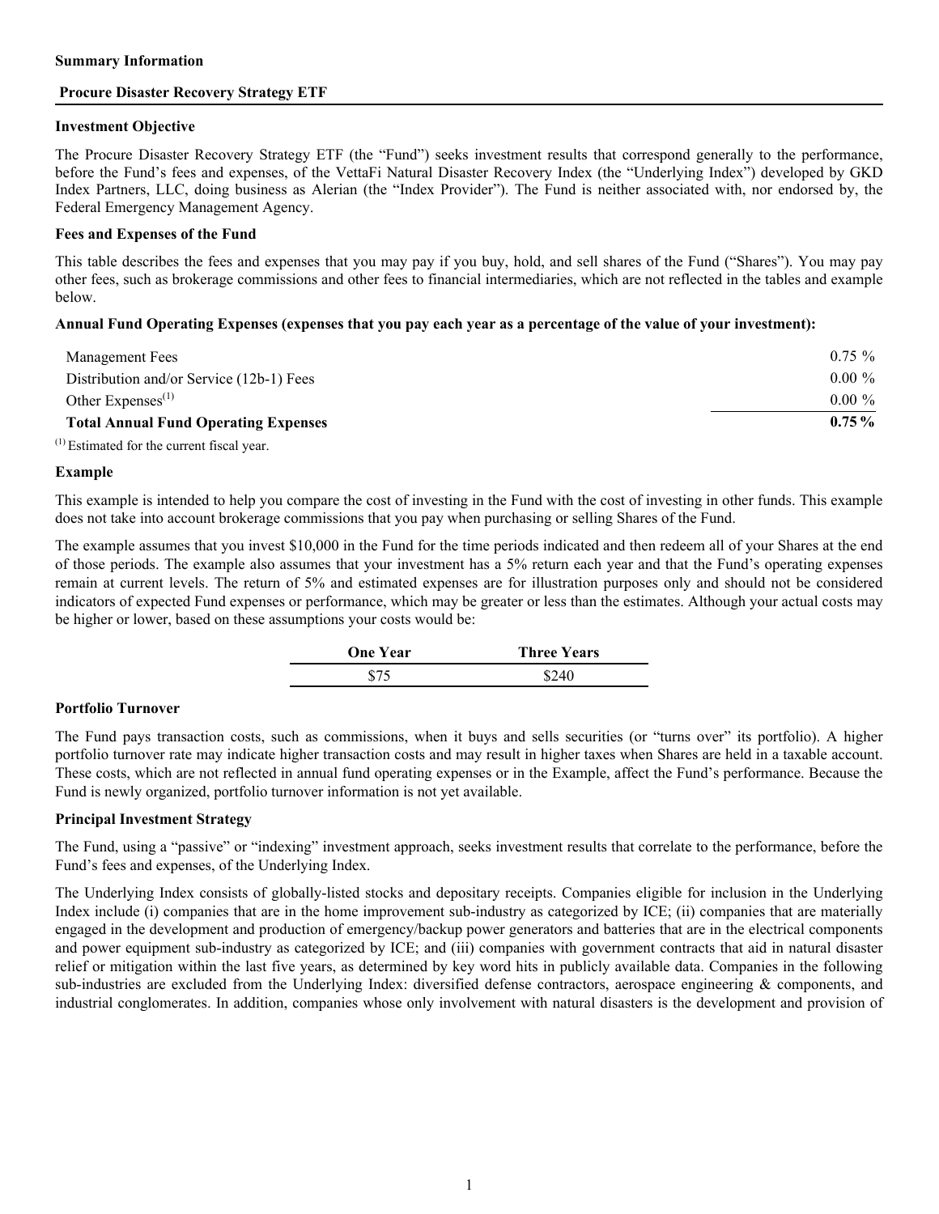**Summary Information**

**Procure Disaster Recovery Strategy ETF**

**Investment Objective**

The Procure Disaster Recovery Strategy ETF (the "Fund") seeks investment results that correspond generally to the performance, before the Fund's fees and expenses, of the VettaFi Natural Disaster Recovery Index (the "Underlying Index") developed by GKD Index Partners, LLC, doing business as Alerian (the "Index Provider"). The Fund is neither associated with, nor endorsed by, the Federal Emergency Management Agency.

**Fees and Expenses of the Fund**

This table describes the fees and expenses that you may pay if you buy, hold, and sell shares of the Fund ("Shares"). You may pay other fees, such as brokerage commissions and other fees to financial intermediaries, which are not reflected in the tables and example below.

**Annual Fund Operating Expenses (expenses that you pay each year as a percentage of the value of your investment):**

| | |
|---|---|
| Management Fees | 0.75 % |
| Distribution and/or Service (12b-1) Fees | 0.00 % |
| Other Expenses[(1)] | 0.00 % |
| **Total Annual Fund Operating Expenses** | **0.75 %** |

[(1)] Estimated for the current fiscal year.

**Example**

This example is intended to help you compare the cost of investing in the Fund with the cost of investing in other funds. This example does not take into account brokerage commissions that you pay when purchasing or selling Shares of the Fund.

The example assumes that you invest $10,000 in the Fund for the time periods indicated and then redeem all of your Shares at the end of those periods. The example also assumes that your investment has a 5% return each year and that the Fund's operating expenses remain at current levels. The return of 5% and estimated expenses are for illustration purposes only and should not be considered indicators of expected Fund expenses or performance, which may be greater or less than the estimates. Although your actual costs may be higher or lower, based on these assumptions your costs would be:

| One Year | Three Years |
|---|---|
| $75 | $240 |

**Portfolio Turnover**

The Fund pays transaction costs, such as commissions, when it buys and sells securities (or "turns over" its portfolio). A higher portfolio turnover rate may indicate higher transaction costs and may result in higher taxes when Shares are held in a taxable account. These costs, which are not reflected in annual fund operating expenses or in the Example, affect the Fund's performance. Because the Fund is newly organized, portfolio turnover information is not yet available.

**Principal Investment Strategy**

The Fund, using a "passive" or "indexing" investment approach, seeks investment results that correlate to the performance, before the Fund's fees and expenses, of the Underlying Index.

The Underlying Index consists of globally-listed stocks and depositary receipts. Companies eligible for inclusion in the Underlying Index include (i) companies that are in the home improvement sub-industry as categorized by ICE; (ii) companies that are materially engaged in the development and production of emergency/backup power generators and batteries that are in the electrical components and power equipment sub-industry as categorized by ICE; and (iii) companies with government contracts that aid in natural disaster relief or mitigation within the last five years, as determined by key word hits in publicly available data. Companies in the following sub-industries are excluded from the Underlying Index: diversified defense contractors, aerospace engineering & components, and industrial conglomerates. In addition, companies whose only involvement with natural disasters is the development and provision of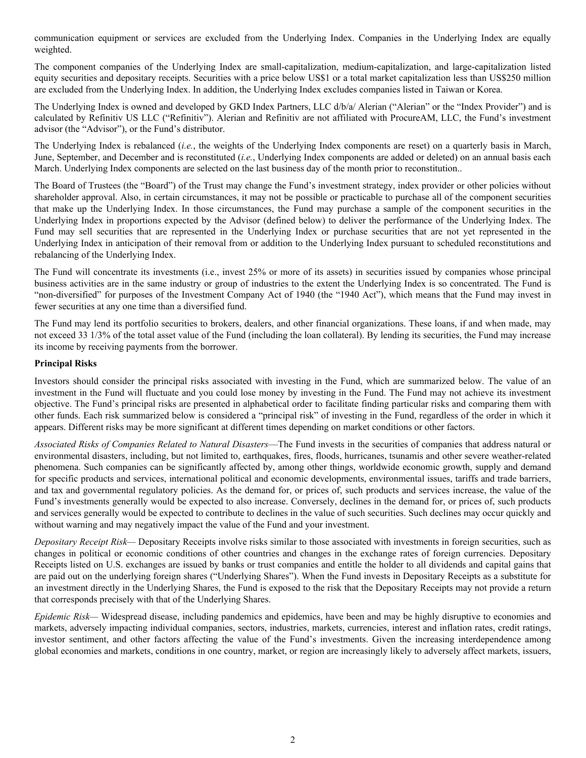communication equipment or services are excluded from the Underlying Index. Companies in the Underlying Index are equally weighted.

The component companies of the Underlying Index are small-capitalization, medium-capitalization, and large-capitalization listed equity securities and depositary receipts. Securities with a price below US$1 or a total market capitalization less than US$250 million are excluded from the Underlying Index. In addition, the Underlying Index excludes companies listed in Taiwan or Korea.

The Underlying Index is owned and developed by GKD Index Partners, LLC d/b/a/ Alerian ("Alerian" or the "Index Provider") and is calculated by Refinitiv US LLC ("Refinitiv"). Alerian and Refinitiv are not affiliated with ProcureAM, LLC, the Fund's investment advisor (the "Advisor"), or the Fund's distributor.

The Underlying Index is rebalanced (*i.e.*, the weights of the Underlying Index components are reset) on a quarterly basis in March, June, September, and December and is reconstituted (*i.e.*, Underlying Index components are added or deleted) on an annual basis each March. Underlying Index components are selected on the last business day of the month prior to reconstitution..

The Board of Trustees (the "Board") of the Trust may change the Fund's investment strategy, index provider or other policies without shareholder approval. Also, in certain circumstances, it may not be possible or practicable to purchase all of the component securities that make up the Underlying Index. In those circumstances, the Fund may purchase a sample of the component securities in the Underlying Index in proportions expected by the Advisor (defined below) to deliver the performance of the Underlying Index. The Fund may sell securities that are represented in the Underlying Index or purchase securities that are not yet represented in the Underlying Index in anticipation of their removal from or addition to the Underlying Index pursuant to scheduled reconstitutions and rebalancing of the Underlying Index.

The Fund will concentrate its investments (i.e., invest 25% or more of its assets) in securities issued by companies whose principal business activities are in the same industry or group of industries to the extent the Underlying Index is so concentrated. The Fund is "non-diversified" for purposes of the Investment Company Act of 1940 (the "1940 Act"), which means that the Fund may invest in fewer securities at any one time than a diversified fund.

The Fund may lend its portfolio securities to brokers, dealers, and other financial organizations. These loans, if and when made, may not exceed 33 1/3% of the total asset value of the Fund (including the loan collateral). By lending its securities, the Fund may increase its income by receiving payments from the borrower.

**Principal Risks**

Investors should consider the principal risks associated with investing in the Fund, which are summarized below. The value of an investment in the Fund will fluctuate and you could lose money by investing in the Fund. The Fund may not achieve its investment objective. The Fund's principal risks are presented in alphabetical order to facilitate finding particular risks and comparing them with other funds. Each risk summarized below is considered a "principal risk" of investing in the Fund, regardless of the order in which it appears. Different risks may be more significant at different times depending on market conditions or other factors.

*Associated Risks of Companies Related to Natural Disasters*—The Fund invests in the securities of companies that address natural or environmental disasters, including, but not limited to, earthquakes, fires, floods, hurricanes, tsunamis and other severe weather-related phenomena. Such companies can be significantly affected by, among other things, worldwide economic growth, supply and demand for specific products and services, international political and economic developments, environmental issues, tariffs and trade barriers, and tax and governmental regulatory policies. As the demand for, or prices of, such products and services increase, the value of the Fund's investments generally would be expected to also increase. Conversely, declines in the demand for, or prices of, such products and services generally would be expected to contribute to declines in the value of such securities. Such declines may occur quickly and without warning and may negatively impact the value of the Fund and your investment.

*Depositary Receipt Risk*— Depositary Receipts involve risks similar to those associated with investments in foreign securities, such as changes in political or economic conditions of other countries and changes in the exchange rates of foreign currencies. Depositary Receipts listed on U.S. exchanges are issued by banks or trust companies and entitle the holder to all dividends and capital gains that are paid out on the underlying foreign shares ("Underlying Shares"). When the Fund invests in Depositary Receipts as a substitute for an investment directly in the Underlying Shares, the Fund is exposed to the risk that the Depositary Receipts may not provide a return that corresponds precisely with that of the Underlying Shares.

*Epidemic Risk*— Widespread disease, including pandemics and epidemics, have been and may be highly disruptive to economies and markets, adversely impacting individual companies, sectors, industries, markets, currencies, interest and inflation rates, credit ratings, investor sentiment, and other factors affecting the value of the Fund's investments. Given the increasing interdependence among global economies and markets, conditions in one country, market, or region are increasingly likely to adversely affect markets, issuers,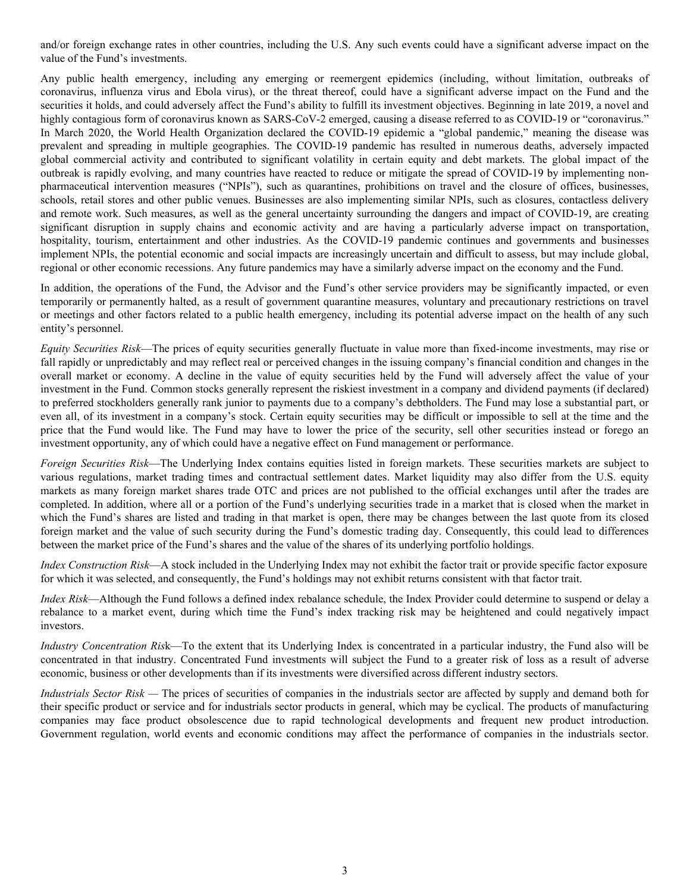and/or foreign exchange rates in other countries, including the U.S. Any such events could have a significant adverse impact on the value of the Fund's investments.

Any public health emergency, including any emerging or reemergent epidemics (including, without limitation, outbreaks of coronavirus, influenza virus and Ebola virus), or the threat thereof, could have a significant adverse impact on the Fund and the securities it holds, and could adversely affect the Fund's ability to fulfill its investment objectives. Beginning in late 2019, a novel and highly contagious form of coronavirus known as SARS-CoV-2 emerged, causing a disease referred to as COVID-19 or "coronavirus." In March 2020, the World Health Organization declared the COVID-19 epidemic a "global pandemic," meaning the disease was prevalent and spreading in multiple geographies. The COVID-19 pandemic has resulted in numerous deaths, adversely impacted global commercial activity and contributed to significant volatility in certain equity and debt markets. The global impact of the outbreak is rapidly evolving, and many countries have reacted to reduce or mitigate the spread of COVID-19 by implementing non-pharmaceutical intervention measures ("NPIs"), such as quarantines, prohibitions on travel and the closure of offices, businesses, schools, retail stores and other public venues. Businesses are also implementing similar NPIs, such as closures, contactless delivery and remote work. Such measures, as well as the general uncertainty surrounding the dangers and impact of COVID-19, are creating significant disruption in supply chains and economic activity and are having a particularly adverse impact on transportation, hospitality, tourism, entertainment and other industries. As the COVID-19 pandemic continues and governments and businesses implement NPIs, the potential economic and social impacts are increasingly uncertain and difficult to assess, but may include global, regional or other economic recessions. Any future pandemics may have a similarly adverse impact on the economy and the Fund.

In addition, the operations of the Fund, the Advisor and the Fund's other service providers may be significantly impacted, or even temporarily or permanently halted, as a result of government quarantine measures, voluntary and precautionary restrictions on travel or meetings and other factors related to a public health emergency, including its potential adverse impact on the health of any such entity's personnel.

*Equity Securities Risk*—The prices of equity securities generally fluctuate in value more than fixed-income investments, may rise or fall rapidly or unpredictably and may reflect real or perceived changes in the issuing company's financial condition and changes in the overall market or economy. A decline in the value of equity securities held by the Fund will adversely affect the value of your investment in the Fund. Common stocks generally represent the riskiest investment in a company and dividend payments (if declared) to preferred stockholders generally rank junior to payments due to a company's debtholders. The Fund may lose a substantial part, or even all, of its investment in a company's stock. Certain equity securities may be difficult or impossible to sell at the time and the price that the Fund would like. The Fund may have to lower the price of the security, sell other securities instead or forego an investment opportunity, any of which could have a negative effect on Fund management or performance.

*Foreign Securities Risk*—The Underlying Index contains equities listed in foreign markets. These securities markets are subject to various regulations, market trading times and contractual settlement dates. Market liquidity may also differ from the U.S. equity markets as many foreign market shares trade OTC and prices are not published to the official exchanges until after the trades are completed. In addition, where all or a portion of the Fund's underlying securities trade in a market that is closed when the market in which the Fund's shares are listed and trading in that market is open, there may be changes between the last quote from its closed foreign market and the value of such security during the Fund's domestic trading day. Consequently, this could lead to differences between the market price of the Fund's shares and the value of the shares of its underlying portfolio holdings.

*Index Construction Risk*—A stock included in the Underlying Index may not exhibit the factor trait or provide specific factor exposure for which it was selected, and consequently, the Fund's holdings may not exhibit returns consistent with that factor trait.

*Index Risk*—Although the Fund follows a defined index rebalance schedule, the Index Provider could determine to suspend or delay a rebalance to a market event, during which time the Fund's index tracking risk may be heightened and could negatively impact investors.

*Industry Concentration Risk*—To the extent that its Underlying Index is concentrated in a particular industry, the Fund also will be concentrated in that industry. Concentrated Fund investments will subject the Fund to a greater risk of loss as a result of adverse economic, business or other developments than if its investments were diversified across different industry sectors.

*Industrials Sector Risk* — The prices of securities of companies in the industrials sector are affected by supply and demand both for their specific product or service and for industrials sector products in general, which may be cyclical. The products of manufacturing companies may face product obsolescence due to rapid technological developments and frequent new product introduction. Government regulation, world events and economic conditions may affect the performance of companies in the industrials sector.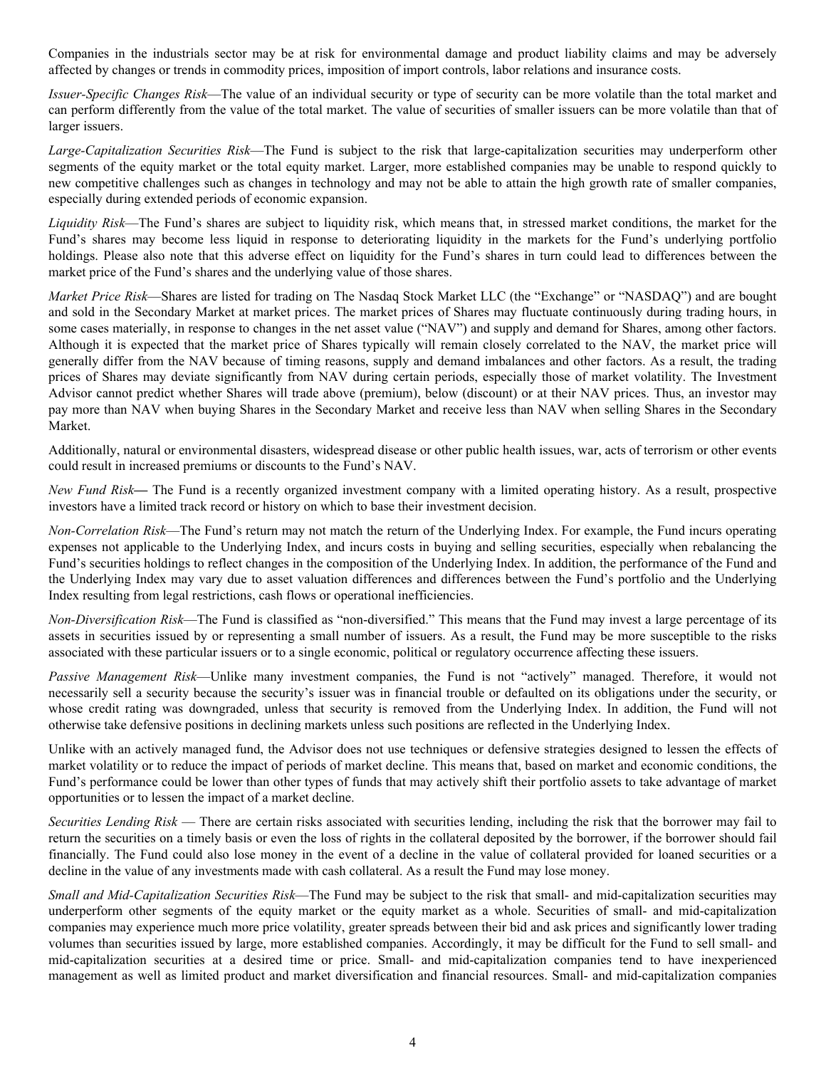Companies in the industrials sector may be at risk for environmental damage and product liability claims and may be adversely affected by changes or trends in commodity prices, imposition of import controls, labor relations and insurance costs.

*Issuer-Specific Changes Risk*—The value of an individual security or type of security can be more volatile than the total market and can perform differently from the value of the total market. The value of securities of smaller issuers can be more volatile than that of larger issuers.

*Large-Capitalization Securities Risk*—The Fund is subject to the risk that large-capitalization securities may underperform other segments of the equity market or the total equity market. Larger, more established companies may be unable to respond quickly to new competitive challenges such as changes in technology and may not be able to attain the high growth rate of smaller companies, especially during extended periods of economic expansion.

*Liquidity Risk*—The Fund's shares are subject to liquidity risk, which means that, in stressed market conditions, the market for the Fund's shares may become less liquid in response to deteriorating liquidity in the markets for the Fund's underlying portfolio holdings. Please also note that this adverse effect on liquidity for the Fund's shares in turn could lead to differences between the market price of the Fund's shares and the underlying value of those shares.

*Market Price Risk*—Shares are listed for trading on The Nasdaq Stock Market LLC (the "Exchange" or "NASDAQ") and are bought and sold in the Secondary Market at market prices. The market prices of Shares may fluctuate continuously during trading hours, in some cases materially, in response to changes in the net asset value ("NAV") and supply and demand for Shares, among other factors. Although it is expected that the market price of Shares typically will remain closely correlated to the NAV, the market price will generally differ from the NAV because of timing reasons, supply and demand imbalances and other factors. As a result, the trading prices of Shares may deviate significantly from NAV during certain periods, especially those of market volatility. The Investment Advisor cannot predict whether Shares will trade above (premium), below (discount) or at their NAV prices. Thus, an investor may pay more than NAV when buying Shares in the Secondary Market and receive less than NAV when selling Shares in the Secondary Market.

Additionally, natural or environmental disasters, widespread disease or other public health issues, war, acts of terrorism or other events could result in increased premiums or discounts to the Fund's NAV.

*New Fund Risk*— The Fund is a recently organized investment company with a limited operating history. As a result, prospective investors have a limited track record or history on which to base their investment decision.

*Non-Correlation Risk*—The Fund's return may not match the return of the Underlying Index. For example, the Fund incurs operating expenses not applicable to the Underlying Index, and incurs costs in buying and selling securities, especially when rebalancing the Fund's securities holdings to reflect changes in the composition of the Underlying Index. In addition, the performance of the Fund and the Underlying Index may vary due to asset valuation differences and differences between the Fund's portfolio and the Underlying Index resulting from legal restrictions, cash flows or operational inefficiencies.

*Non-Diversification Risk*—The Fund is classified as "non-diversified." This means that the Fund may invest a large percentage of its assets in securities issued by or representing a small number of issuers. As a result, the Fund may be more susceptible to the risks associated with these particular issuers or to a single economic, political or regulatory occurrence affecting these issuers.

*Passive Management Risk*—Unlike many investment companies, the Fund is not "actively" managed. Therefore, it would not necessarily sell a security because the security's issuer was in financial trouble or defaulted on its obligations under the security, or whose credit rating was downgraded, unless that security is removed from the Underlying Index. In addition, the Fund will not otherwise take defensive positions in declining markets unless such positions are reflected in the Underlying Index.

Unlike with an actively managed fund, the Advisor does not use techniques or defensive strategies designed to lessen the effects of market volatility or to reduce the impact of periods of market decline. This means that, based on market and economic conditions, the Fund's performance could be lower than other types of funds that may actively shift their portfolio assets to take advantage of market opportunities or to lessen the impact of a market decline.

*Securities Lending Risk* — There are certain risks associated with securities lending, including the risk that the borrower may fail to return the securities on a timely basis or even the loss of rights in the collateral deposited by the borrower, if the borrower should fail financially. The Fund could also lose money in the event of a decline in the value of collateral provided for loaned securities or a decline in the value of any investments made with cash collateral. As a result the Fund may lose money.

*Small and Mid-Capitalization Securities Risk*—The Fund may be subject to the risk that small- and mid-capitalization securities may underperform other segments of the equity market or the equity market as a whole. Securities of small- and mid-capitalization companies may experience much more price volatility, greater spreads between their bid and ask prices and significantly lower trading volumes than securities issued by large, more established companies. Accordingly, it may be difficult for the Fund to sell small- and mid-capitalization securities at a desired time or price. Small- and mid-capitalization companies tend to have inexperienced management as well as limited product and market diversification and financial resources. Small- and mid-capitalization companies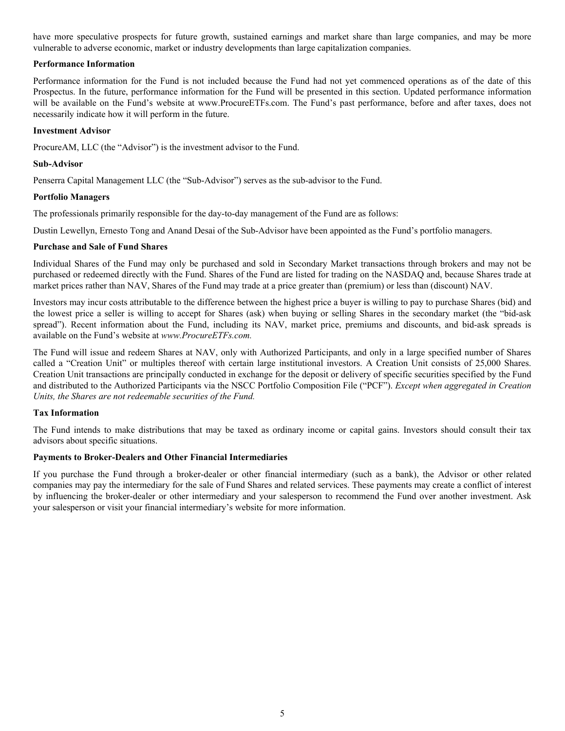have more speculative prospects for future growth, sustained earnings and market share than large companies, and may be more vulnerable to adverse economic, market or industry developments than large capitalization companies.

**Performance Information**

Performance information for the Fund is not included because the Fund had not yet commenced operations as of the date of this Prospectus. In the future, performance information for the Fund will be presented in this section. Updated performance information will be available on the Fund's website at www.ProcureETFs.com. The Fund's past performance, before and after taxes, does not necessarily indicate how it will perform in the future.

**Investment Advisor**

ProcureAM, LLC (the "Advisor") is the investment advisor to the Fund.

**Sub-Advisor**

Penserra Capital Management LLC (the "Sub-Advisor") serves as the sub-advisor to the Fund.

**Portfolio Managers**

The professionals primarily responsible for the day-to-day management of the Fund are as follows:

Dustin Lewellyn, Ernesto Tong and Anand Desai of the Sub-Advisor have been appointed as the Fund's portfolio managers.

**Purchase and Sale of Fund Shares**

Individual Shares of the Fund may only be purchased and sold in Secondary Market transactions through brokers and may not be purchased or redeemed directly with the Fund. Shares of the Fund are listed for trading on the NASDAQ and, because Shares trade at market prices rather than NAV, Shares of the Fund may trade at a price greater than (premium) or less than (discount) NAV.

Investors may incur costs attributable to the difference between the highest price a buyer is willing to pay to purchase Shares (bid) and the lowest price a seller is willing to accept for Shares (ask) when buying or selling Shares in the secondary market (the "bid-ask spread"). Recent information about the Fund, including its NAV, market price, premiums and discounts, and bid-ask spreads is available on the Fund's website at *www.ProcureETFs.com.*

The Fund will issue and redeem Shares at NAV, only with Authorized Participants, and only in a large specified number of Shares called a "Creation Unit" or multiples thereof with certain large institutional investors. A Creation Unit consists of 25,000 Shares. Creation Unit transactions are principally conducted in exchange for the deposit or delivery of specific securities specified by the Fund and distributed to the Authorized Participants via the NSCC Portfolio Composition File ("PCF"). *Except when aggregated in Creation Units, the Shares are not redeemable securities of the Fund.*

**Tax Information**

The Fund intends to make distributions that may be taxed as ordinary income or capital gains. Investors should consult their tax advisors about specific situations.

**Payments to Broker-Dealers and Other Financial Intermediaries**

If you purchase the Fund through a broker-dealer or other financial intermediary (such as a bank), the Advisor or other related companies may pay the intermediary for the sale of Fund Shares and related services. These payments may create a conflict of interest by influencing the broker-dealer or other intermediary and your salesperson to recommend the Fund over another investment. Ask your salesperson or visit your financial intermediary's website for more information.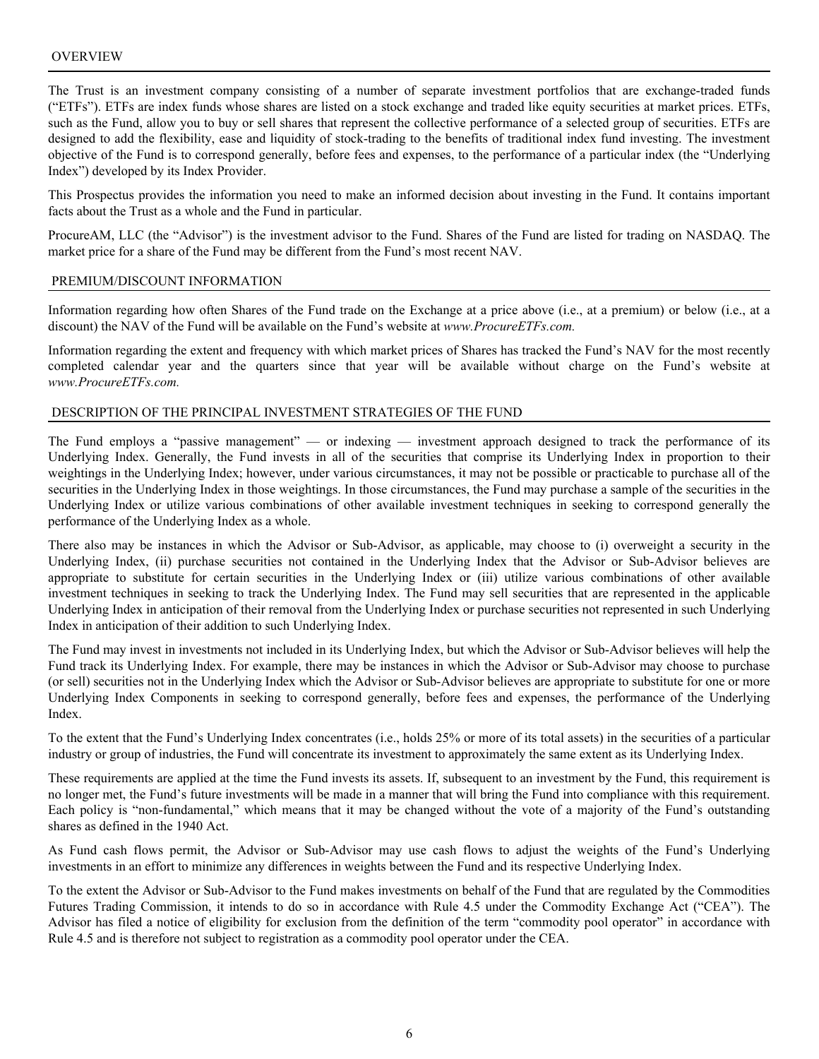## OVERVIEW

The Trust is an investment company consisting of a number of separate investment portfolios that are exchange-traded funds ("ETFs"). ETFs are index funds whose shares are listed on a stock exchange and traded like equity securities at market prices. ETFs, such as the Fund, allow you to buy or sell shares that represent the collective performance of a selected group of securities. ETFs are designed to add the flexibility, ease and liquidity of stock-trading to the benefits of traditional index fund investing. The investment objective of the Fund is to correspond generally, before fees and expenses, to the performance of a particular index (the "Underlying Index") developed by its Index Provider.

This Prospectus provides the information you need to make an informed decision about investing in the Fund. It contains important facts about the Trust as a whole and the Fund in particular.

ProcureAM, LLC (the "Advisor") is the investment advisor to the Fund. Shares of the Fund are listed for trading on NASDAQ. The market price for a share of the Fund may be different from the Fund's most recent NAV.

## PREMIUM/DISCOUNT INFORMATION

Information regarding how often Shares of the Fund trade on the Exchange at a price above (i.e., at a premium) or below (i.e., at a discount) the NAV of the Fund will be available on the Fund's website at *www.ProcureETFs.com.*

Information regarding the extent and frequency with which market prices of Shares has tracked the Fund's NAV for the most recently completed calendar year and the quarters since that year will be available without charge on the Fund's website at *www.ProcureETFs.com.*

## DESCRIPTION OF THE PRINCIPAL INVESTMENT STRATEGIES OF THE FUND

The Fund employs a "passive management" — or indexing — investment approach designed to track the performance of its Underlying Index. Generally, the Fund invests in all of the securities that comprise its Underlying Index in proportion to their weightings in the Underlying Index; however, under various circumstances, it may not be possible or practicable to purchase all of the securities in the Underlying Index in those weightings. In those circumstances, the Fund may purchase a sample of the securities in the Underlying Index or utilize various combinations of other available investment techniques in seeking to correspond generally the performance of the Underlying Index as a whole.

There also may be instances in which the Advisor or Sub-Advisor, as applicable, may choose to (i) overweight a security in the Underlying Index, (ii) purchase securities not contained in the Underlying Index that the Advisor or Sub-Advisor believes are appropriate to substitute for certain securities in the Underlying Index or (iii) utilize various combinations of other available investment techniques in seeking to track the Underlying Index. The Fund may sell securities that are represented in the applicable Underlying Index in anticipation of their removal from the Underlying Index or purchase securities not represented in such Underlying Index in anticipation of their addition to such Underlying Index.

The Fund may invest in investments not included in its Underlying Index, but which the Advisor or Sub-Advisor believes will help the Fund track its Underlying Index. For example, there may be instances in which the Advisor or Sub-Advisor may choose to purchase (or sell) securities not in the Underlying Index which the Advisor or Sub-Advisor believes are appropriate to substitute for one or more Underlying Index Components in seeking to correspond generally, before fees and expenses, the performance of the Underlying Index.

To the extent that the Fund's Underlying Index concentrates (i.e., holds 25% or more of its total assets) in the securities of a particular industry or group of industries, the Fund will concentrate its investment to approximately the same extent as its Underlying Index.

These requirements are applied at the time the Fund invests its assets. If, subsequent to an investment by the Fund, this requirement is no longer met, the Fund's future investments will be made in a manner that will bring the Fund into compliance with this requirement. Each policy is "non-fundamental," which means that it may be changed without the vote of a majority of the Fund's outstanding shares as defined in the 1940 Act.

As Fund cash flows permit, the Advisor or Sub-Advisor may use cash flows to adjust the weights of the Fund's Underlying investments in an effort to minimize any differences in weights between the Fund and its respective Underlying Index.

To the extent the Advisor or Sub-Advisor to the Fund makes investments on behalf of the Fund that are regulated by the Commodities Futures Trading Commission, it intends to do so in accordance with Rule 4.5 under the Commodity Exchange Act ("CEA"). The Advisor has filed a notice of eligibility for exclusion from the definition of the term "commodity pool operator" in accordance with Rule 4.5 and is therefore not subject to registration as a commodity pool operator under the CEA.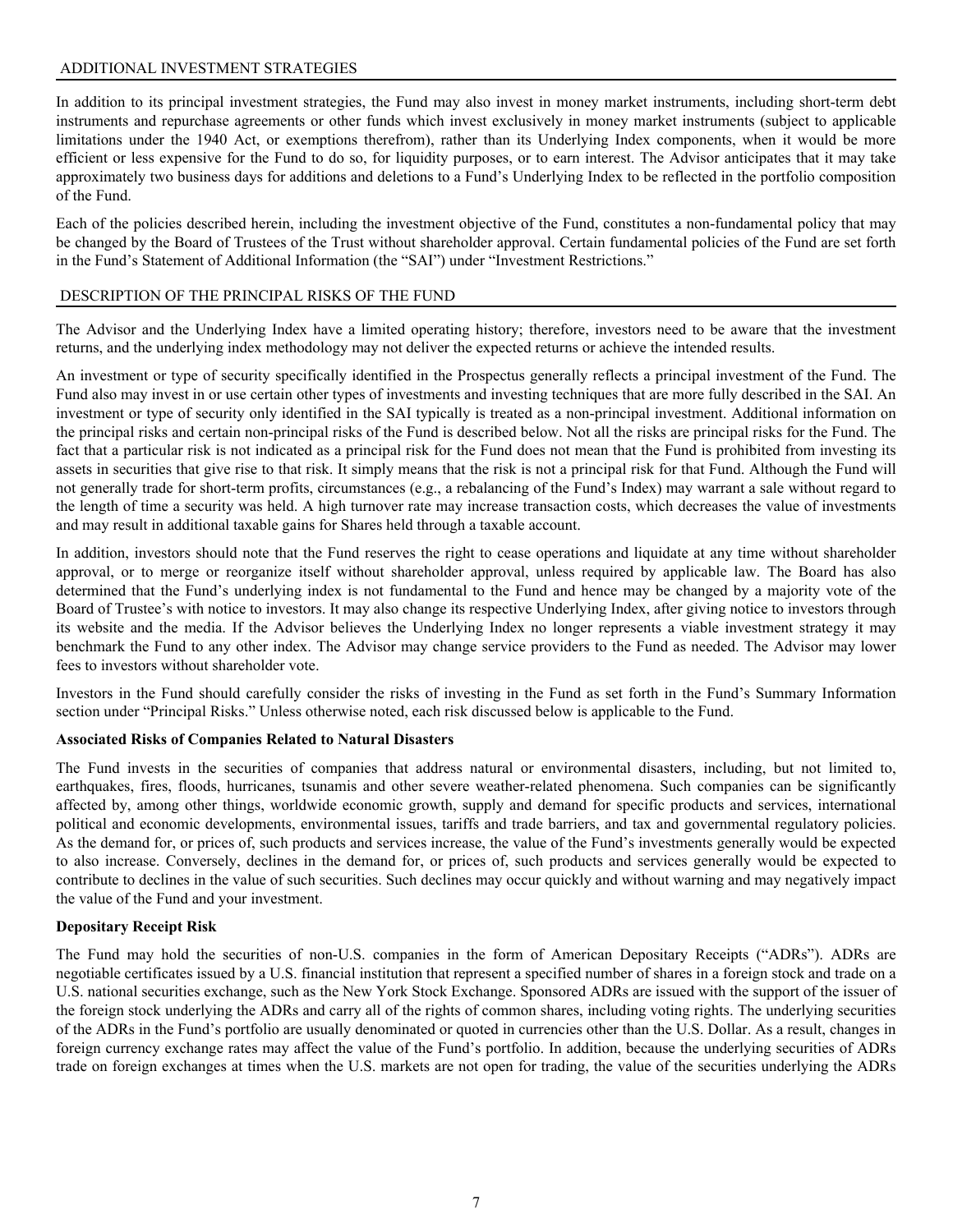## ADDITIONAL INVESTMENT STRATEGIES

In addition to its principal investment strategies, the Fund may also invest in money market instruments, including short-term debt instruments and repurchase agreements or other funds which invest exclusively in money market instruments (subject to applicable limitations under the 1940 Act, or exemptions therefrom), rather than its Underlying Index components, when it would be more efficient or less expensive for the Fund to do so, for liquidity purposes, or to earn interest. The Advisor anticipates that it may take approximately two business days for additions and deletions to a Fund's Underlying Index to be reflected in the portfolio composition of the Fund.

Each of the policies described herein, including the investment objective of the Fund, constitutes a non-fundamental policy that may be changed by the Board of Trustees of the Trust without shareholder approval. Certain fundamental policies of the Fund are set forth in the Fund's Statement of Additional Information (the "SAI") under "Investment Restrictions."

## DESCRIPTION OF THE PRINCIPAL RISKS OF THE FUND

The Advisor and the Underlying Index have a limited operating history; therefore, investors need to be aware that the investment returns, and the underlying index methodology may not deliver the expected returns or achieve the intended results.

An investment or type of security specifically identified in the Prospectus generally reflects a principal investment of the Fund. The Fund also may invest in or use certain other types of investments and investing techniques that are more fully described in the SAI. An investment or type of security only identified in the SAI typically is treated as a non-principal investment. Additional information on the principal risks and certain non-principal risks of the Fund is described below. Not all the risks are principal risks for the Fund. The fact that a particular risk is not indicated as a principal risk for the Fund does not mean that the Fund is prohibited from investing its assets in securities that give rise to that risk. It simply means that the risk is not a principal risk for that Fund. Although the Fund will not generally trade for short-term profits, circumstances (e.g., a rebalancing of the Fund's Index) may warrant a sale without regard to the length of time a security was held. A high turnover rate may increase transaction costs, which decreases the value of investments and may result in additional taxable gains for Shares held through a taxable account.

In addition, investors should note that the Fund reserves the right to cease operations and liquidate at any time without shareholder approval, or to merge or reorganize itself without shareholder approval, unless required by applicable law. The Board has also determined that the Fund's underlying index is not fundamental to the Fund and hence may be changed by a majority vote of the Board of Trustee's with notice to investors. It may also change its respective Underlying Index, after giving notice to investors through its website and the media. If the Advisor believes the Underlying Index no longer represents a viable investment strategy it may benchmark the Fund to any other index. The Advisor may change service providers to the Fund as needed. The Advisor may lower fees to investors without shareholder vote.

Investors in the Fund should carefully consider the risks of investing in the Fund as set forth in the Fund's Summary Information section under "Principal Risks." Unless otherwise noted, each risk discussed below is applicable to the Fund.

**Associated Risks of Companies Related to Natural Disasters**

The Fund invests in the securities of companies that address natural or environmental disasters, including, but not limited to, earthquakes, fires, floods, hurricanes, tsunamis and other severe weather-related phenomena. Such companies can be significantly affected by, among other things, worldwide economic growth, supply and demand for specific products and services, international political and economic developments, environmental issues, tariffs and trade barriers, and tax and governmental regulatory policies. As the demand for, or prices of, such products and services increase, the value of the Fund's investments generally would be expected to also increase. Conversely, declines in the demand for, or prices of, such products and services generally would be expected to contribute to declines in the value of such securities. Such declines may occur quickly and without warning and may negatively impact the value of the Fund and your investment.

**Depositary Receipt Risk**

The Fund may hold the securities of non-U.S. companies in the form of American Depositary Receipts ("ADRs"). ADRs are negotiable certificates issued by a U.S. financial institution that represent a specified number of shares in a foreign stock and trade on a U.S. national securities exchange, such as the New York Stock Exchange. Sponsored ADRs are issued with the support of the issuer of the foreign stock underlying the ADRs and carry all of the rights of common shares, including voting rights. The underlying securities of the ADRs in the Fund's portfolio are usually denominated or quoted in currencies other than the U.S. Dollar. As a result, changes in foreign currency exchange rates may affect the value of the Fund's portfolio. In addition, because the underlying securities of ADRs trade on foreign exchanges at times when the U.S. markets are not open for trading, the value of the securities underlying the ADRs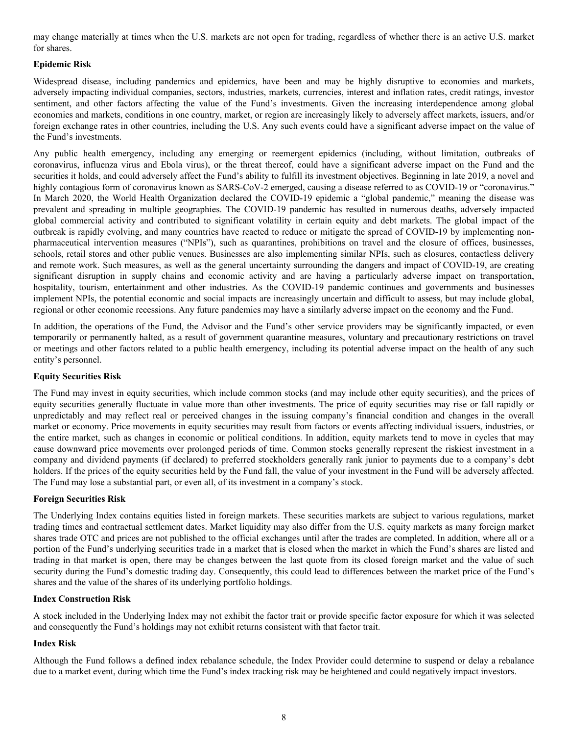may change materially at times when the U.S. markets are not open for trading, regardless of whether there is an active U.S. market for shares.

**Epidemic Risk**

Widespread disease, including pandemics and epidemics, have been and may be highly disruptive to economies and markets, adversely impacting individual companies, sectors, industries, markets, currencies, interest and inflation rates, credit ratings, investor sentiment, and other factors affecting the value of the Fund's investments. Given the increasing interdependence among global economies and markets, conditions in one country, market, or region are increasingly likely to adversely affect markets, issuers, and/or foreign exchange rates in other countries, including the U.S. Any such events could have a significant adverse impact on the value of the Fund's investments.

Any public health emergency, including any emerging or reemergent epidemics (including, without limitation, outbreaks of coronavirus, influenza virus and Ebola virus), or the threat thereof, could have a significant adverse impact on the Fund and the securities it holds, and could adversely affect the Fund's ability to fulfill its investment objectives. Beginning in late 2019, a novel and highly contagious form of coronavirus known as SARS-CoV-2 emerged, causing a disease referred to as COVID-19 or "coronavirus." In March 2020, the World Health Organization declared the COVID-19 epidemic a "global pandemic," meaning the disease was prevalent and spreading in multiple geographies. The COVID-19 pandemic has resulted in numerous deaths, adversely impacted global commercial activity and contributed to significant volatility in certain equity and debt markets. The global impact of the outbreak is rapidly evolving, and many countries have reacted to reduce or mitigate the spread of COVID-19 by implementing non-pharmaceutical intervention measures ("NPIs"), such as quarantines, prohibitions on travel and the closure of offices, businesses, schools, retail stores and other public venues. Businesses are also implementing similar NPIs, such as closures, contactless delivery and remote work. Such measures, as well as the general uncertainty surrounding the dangers and impact of COVID-19, are creating significant disruption in supply chains and economic activity and are having a particularly adverse impact on transportation, hospitality, tourism, entertainment and other industries. As the COVID-19 pandemic continues and governments and businesses implement NPIs, the potential economic and social impacts are increasingly uncertain and difficult to assess, but may include global, regional or other economic recessions. Any future pandemics may have a similarly adverse impact on the economy and the Fund.

In addition, the operations of the Fund, the Advisor and the Fund's other service providers may be significantly impacted, or even temporarily or permanently halted, as a result of government quarantine measures, voluntary and precautionary restrictions on travel or meetings and other factors related to a public health emergency, including its potential adverse impact on the health of any such entity's personnel.

**Equity Securities Risk**

The Fund may invest in equity securities, which include common stocks (and may include other equity securities), and the prices of equity securities generally fluctuate in value more than other investments. The price of equity securities may rise or fall rapidly or unpredictably and may reflect real or perceived changes in the issuing company's financial condition and changes in the overall market or economy. Price movements in equity securities may result from factors or events affecting individual issuers, industries, or the entire market, such as changes in economic or political conditions. In addition, equity markets tend to move in cycles that may cause downward price movements over prolonged periods of time. Common stocks generally represent the riskiest investment in a company and dividend payments (if declared) to preferred stockholders generally rank junior to payments due to a company's debt holders. If the prices of the equity securities held by the Fund fall, the value of your investment in the Fund will be adversely affected. The Fund may lose a substantial part, or even all, of its investment in a company's stock.

**Foreign Securities Risk**

The Underlying Index contains equities listed in foreign markets. These securities markets are subject to various regulations, market trading times and contractual settlement dates. Market liquidity may also differ from the U.S. equity markets as many foreign market shares trade OTC and prices are not published to the official exchanges until after the trades are completed. In addition, where all or a portion of the Fund's underlying securities trade in a market that is closed when the market in which the Fund's shares are listed and trading in that market is open, there may be changes between the last quote from its closed foreign market and the value of such security during the Fund's domestic trading day. Consequently, this could lead to differences between the market price of the Fund's shares and the value of the shares of its underlying portfolio holdings.

**Index Construction Risk**

A stock included in the Underlying Index may not exhibit the factor trait or provide specific factor exposure for which it was selected and consequently the Fund's holdings may not exhibit returns consistent with that factor trait.

**Index Risk**

Although the Fund follows a defined index rebalance schedule, the Index Provider could determine to suspend or delay a rebalance due to a market event, during which time the Fund's index tracking risk may be heightened and could negatively impact investors.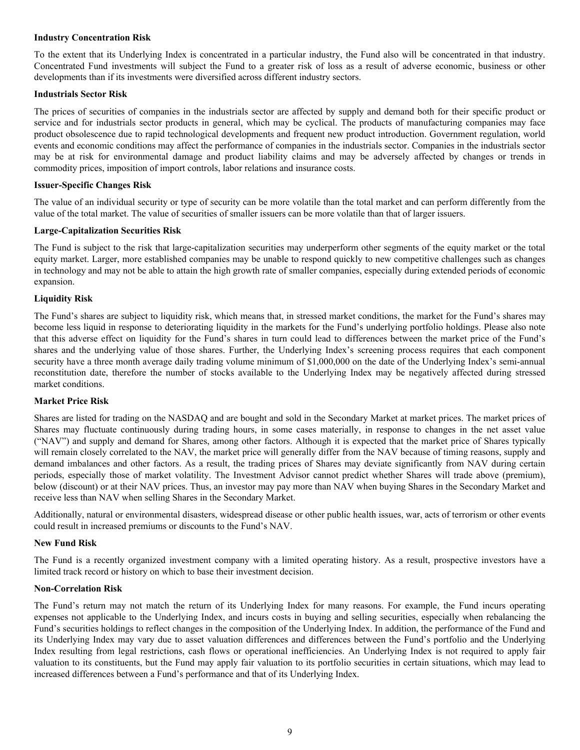**Industry Concentration Risk**

To the extent that its Underlying Index is concentrated in a particular industry, the Fund also will be concentrated in that industry. Concentrated Fund investments will subject the Fund to a greater risk of loss as a result of adverse economic, business or other developments than if its investments were diversified across different industry sectors.

**Industrials Sector Risk**

The prices of securities of companies in the industrials sector are affected by supply and demand both for their specific product or service and for industrials sector products in general, which may be cyclical. The products of manufacturing companies may face product obsolescence due to rapid technological developments and frequent new product introduction. Government regulation, world events and economic conditions may affect the performance of companies in the industrials sector. Companies in the industrials sector may be at risk for environmental damage and product liability claims and may be adversely affected by changes or trends in commodity prices, imposition of import controls, labor relations and insurance costs.

**Issuer-Specific Changes Risk**

The value of an individual security or type of security can be more volatile than the total market and can perform differently from the value of the total market. The value of securities of smaller issuers can be more volatile than that of larger issuers.

**Large-Capitalization Securities Risk**

The Fund is subject to the risk that large-capitalization securities may underperform other segments of the equity market or the total equity market. Larger, more established companies may be unable to respond quickly to new competitive challenges such as changes in technology and may not be able to attain the high growth rate of smaller companies, especially during extended periods of economic expansion.

**Liquidity Risk**

The Fund's shares are subject to liquidity risk, which means that, in stressed market conditions, the market for the Fund's shares may become less liquid in response to deteriorating liquidity in the markets for the Fund's underlying portfolio holdings. Please also note that this adverse effect on liquidity for the Fund's shares in turn could lead to differences between the market price of the Fund's shares and the underlying value of those shares. Further, the Underlying Index's screening process requires that each component security have a three month average daily trading volume minimum of $1,000,000 on the date of the Underlying Index's semi-annual reconstitution date, therefore the number of stocks available to the Underlying Index may be negatively affected during stressed market conditions.

**Market Price Risk**

Shares are listed for trading on the NASDAQ and are bought and sold in the Secondary Market at market prices. The market prices of Shares may fluctuate continuously during trading hours, in some cases materially, in response to changes in the net asset value ("NAV") and supply and demand for Shares, among other factors. Although it is expected that the market price of Shares typically will remain closely correlated to the NAV, the market price will generally differ from the NAV because of timing reasons, supply and demand imbalances and other factors. As a result, the trading prices of Shares may deviate significantly from NAV during certain periods, especially those of market volatility. The Investment Advisor cannot predict whether Shares will trade above (premium), below (discount) or at their NAV prices. Thus, an investor may pay more than NAV when buying Shares in the Secondary Market and receive less than NAV when selling Shares in the Secondary Market.

Additionally, natural or environmental disasters, widespread disease or other public health issues, war, acts of terrorism or other events could result in increased premiums or discounts to the Fund's NAV.

**New Fund Risk**

The Fund is a recently organized investment company with a limited operating history. As a result, prospective investors have a limited track record or history on which to base their investment decision.

**Non-Correlation Risk**

The Fund's return may not match the return of its Underlying Index for many reasons. For example, the Fund incurs operating expenses not applicable to the Underlying Index, and incurs costs in buying and selling securities, especially when rebalancing the Fund's securities holdings to reflect changes in the composition of the Underlying Index. In addition, the performance of the Fund and its Underlying Index may vary due to asset valuation differences and differences between the Fund's portfolio and the Underlying Index resulting from legal restrictions, cash flows or operational inefficiencies. An Underlying Index is not required to apply fair valuation to its constituents, but the Fund may apply fair valuation to its portfolio securities in certain situations, which may lead to increased differences between a Fund's performance and that of its Underlying Index.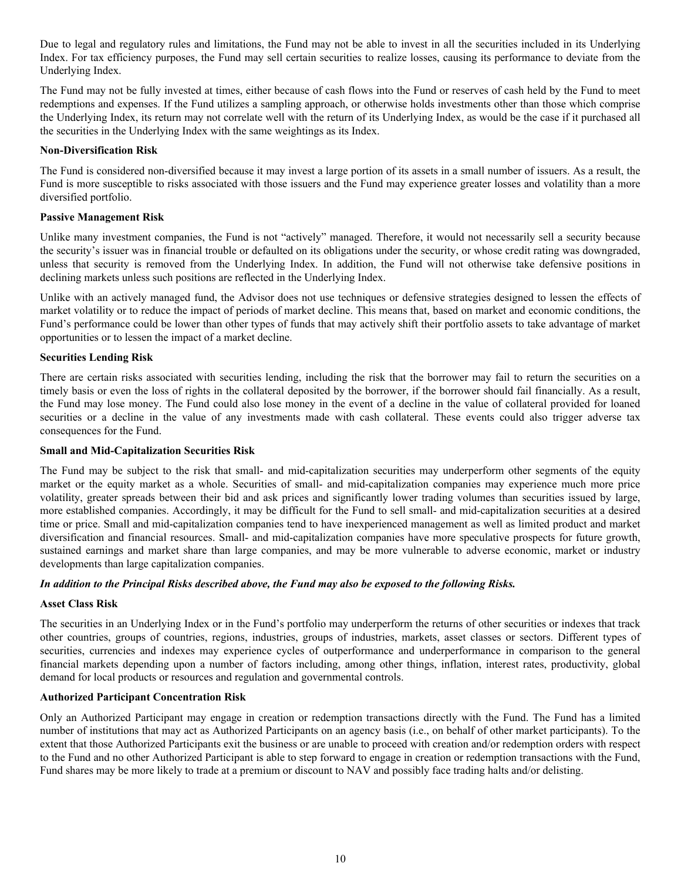Due to legal and regulatory rules and limitations, the Fund may not be able to invest in all the securities included in its Underlying Index. For tax efficiency purposes, the Fund may sell certain securities to realize losses, causing its performance to deviate from the Underlying Index.

The Fund may not be fully invested at times, either because of cash flows into the Fund or reserves of cash held by the Fund to meet redemptions and expenses. If the Fund utilizes a sampling approach, or otherwise holds investments other than those which comprise the Underlying Index, its return may not correlate well with the return of its Underlying Index, as would be the case if it purchased all the securities in the Underlying Index with the same weightings as its Index.

**Non-Diversification Risk**

The Fund is considered non-diversified because it may invest a large portion of its assets in a small number of issuers. As a result, the Fund is more susceptible to risks associated with those issuers and the Fund may experience greater losses and volatility than a more diversified portfolio.

**Passive Management Risk**

Unlike many investment companies, the Fund is not "actively" managed. Therefore, it would not necessarily sell a security because the security's issuer was in financial trouble or defaulted on its obligations under the security, or whose credit rating was downgraded, unless that security is removed from the Underlying Index. In addition, the Fund will not otherwise take defensive positions in declining markets unless such positions are reflected in the Underlying Index.

Unlike with an actively managed fund, the Advisor does not use techniques or defensive strategies designed to lessen the effects of market volatility or to reduce the impact of periods of market decline. This means that, based on market and economic conditions, the Fund's performance could be lower than other types of funds that may actively shift their portfolio assets to take advantage of market opportunities or to lessen the impact of a market decline.

**Securities Lending Risk**

There are certain risks associated with securities lending, including the risk that the borrower may fail to return the securities on a timely basis or even the loss of rights in the collateral deposited by the borrower, if the borrower should fail financially. As a result, the Fund may lose money. The Fund could also lose money in the event of a decline in the value of collateral provided for loaned securities or a decline in the value of any investments made with cash collateral. These events could also trigger adverse tax consequences for the Fund.

**Small and Mid-Capitalization Securities Risk**

The Fund may be subject to the risk that small- and mid-capitalization securities may underperform other segments of the equity market or the equity market as a whole. Securities of small- and mid-capitalization companies may experience much more price volatility, greater spreads between their bid and ask prices and significantly lower trading volumes than securities issued by large, more established companies. Accordingly, it may be difficult for the Fund to sell small- and mid-capitalization securities at a desired time or price. Small and mid-capitalization companies tend to have inexperienced management as well as limited product and market diversification and financial resources. Small- and mid-capitalization companies have more speculative prospects for future growth, sustained earnings and market share than large companies, and may be more vulnerable to adverse economic, market or industry developments than large capitalization companies.

***In addition to the Principal Risks described above, the Fund may also be exposed to the following Risks.***

**Asset Class Risk**

The securities in an Underlying Index or in the Fund's portfolio may underperform the returns of other securities or indexes that track other countries, groups of countries, regions, industries, groups of industries, markets, asset classes or sectors. Different types of securities, currencies and indexes may experience cycles of outperformance and underperformance in comparison to the general financial markets depending upon a number of factors including, among other things, inflation, interest rates, productivity, global demand for local products or resources and regulation and governmental controls.

**Authorized Participant Concentration Risk**

Only an Authorized Participant may engage in creation or redemption transactions directly with the Fund. The Fund has a limited number of institutions that may act as Authorized Participants on an agency basis (i.e., on behalf of other market participants). To the extent that those Authorized Participants exit the business or are unable to proceed with creation and/or redemption orders with respect to the Fund and no other Authorized Participant is able to step forward to engage in creation or redemption transactions with the Fund, Fund shares may be more likely to trade at a premium or discount to NAV and possibly face trading halts and/or delisting.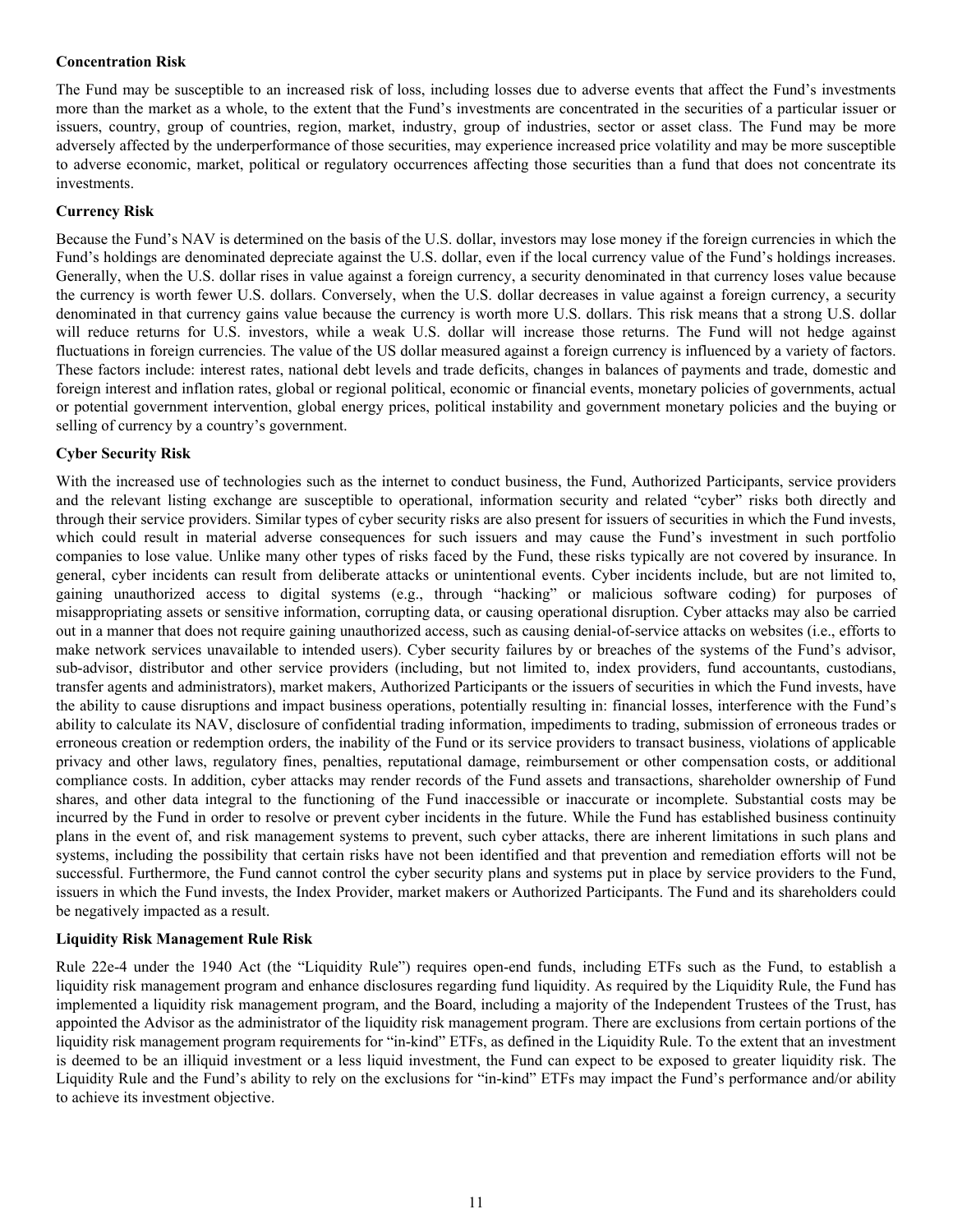**Concentration Risk**

The Fund may be susceptible to an increased risk of loss, including losses due to adverse events that affect the Fund's investments more than the market as a whole, to the extent that the Fund's investments are concentrated in the securities of a particular issuer or issuers, country, group of countries, region, market, industry, group of industries, sector or asset class. The Fund may be more adversely affected by the underperformance of those securities, may experience increased price volatility and may be more susceptible to adverse economic, market, political or regulatory occurrences affecting those securities than a fund that does not concentrate its investments.

**Currency Risk**

Because the Fund's NAV is determined on the basis of the U.S. dollar, investors may lose money if the foreign currencies in which the Fund's holdings are denominated depreciate against the U.S. dollar, even if the local currency value of the Fund's holdings increases. Generally, when the U.S. dollar rises in value against a foreign currency, a security denominated in that currency loses value because the currency is worth fewer U.S. dollars. Conversely, when the U.S. dollar decreases in value against a foreign currency, a security denominated in that currency gains value because the currency is worth more U.S. dollars. This risk means that a strong U.S. dollar will reduce returns for U.S. investors, while a weak U.S. dollar will increase those returns. The Fund will not hedge against fluctuations in foreign currencies. The value of the US dollar measured against a foreign currency is influenced by a variety of factors. These factors include: interest rates, national debt levels and trade deficits, changes in balances of payments and trade, domestic and foreign interest and inflation rates, global or regional political, economic or financial events, monetary policies of governments, actual or potential government intervention, global energy prices, political instability and government monetary policies and the buying or selling of currency by a country's government.

**Cyber Security Risk**

With the increased use of technologies such as the internet to conduct business, the Fund, Authorized Participants, service providers and the relevant listing exchange are susceptible to operational, information security and related "cyber" risks both directly and through their service providers. Similar types of cyber security risks are also present for issuers of securities in which the Fund invests, which could result in material adverse consequences for such issuers and may cause the Fund's investment in such portfolio companies to lose value. Unlike many other types of risks faced by the Fund, these risks typically are not covered by insurance. In general, cyber incidents can result from deliberate attacks or unintentional events. Cyber incidents include, but are not limited to, gaining unauthorized access to digital systems (e.g., through "hacking" or malicious software coding) for purposes of misappropriating assets or sensitive information, corrupting data, or causing operational disruption. Cyber attacks may also be carried out in a manner that does not require gaining unauthorized access, such as causing denial-of-service attacks on websites (i.e., efforts to make network services unavailable to intended users). Cyber security failures by or breaches of the systems of the Fund's advisor, sub-advisor, distributor and other service providers (including, but not limited to, index providers, fund accountants, custodians, transfer agents and administrators), market makers, Authorized Participants or the issuers of securities in which the Fund invests, have the ability to cause disruptions and impact business operations, potentially resulting in: financial losses, interference with the Fund's ability to calculate its NAV, disclosure of confidential trading information, impediments to trading, submission of erroneous trades or erroneous creation or redemption orders, the inability of the Fund or its service providers to transact business, violations of applicable privacy and other laws, regulatory fines, penalties, reputational damage, reimbursement or other compensation costs, or additional compliance costs. In addition, cyber attacks may render records of the Fund assets and transactions, shareholder ownership of Fund shares, and other data integral to the functioning of the Fund inaccessible or inaccurate or incomplete. Substantial costs may be incurred by the Fund in order to resolve or prevent cyber incidents in the future. While the Fund has established business continuity plans in the event of, and risk management systems to prevent, such cyber attacks, there are inherent limitations in such plans and systems, including the possibility that certain risks have not been identified and that prevention and remediation efforts will not be successful. Furthermore, the Fund cannot control the cyber security plans and systems put in place by service providers to the Fund, issuers in which the Fund invests, the Index Provider, market makers or Authorized Participants. The Fund and its shareholders could be negatively impacted as a result.

**Liquidity Risk Management Rule Risk**

Rule 22e-4 under the 1940 Act (the "Liquidity Rule") requires open-end funds, including ETFs such as the Fund, to establish a liquidity risk management program and enhance disclosures regarding fund liquidity. As required by the Liquidity Rule, the Fund has implemented a liquidity risk management program, and the Board, including a majority of the Independent Trustees of the Trust, has appointed the Advisor as the administrator of the liquidity risk management program. There are exclusions from certain portions of the liquidity risk management program requirements for "in-kind" ETFs, as defined in the Liquidity Rule. To the extent that an investment is deemed to be an illiquid investment or a less liquid investment, the Fund can expect to be exposed to greater liquidity risk. The Liquidity Rule and the Fund's ability to rely on the exclusions for "in-kind" ETFs may impact the Fund's performance and/or ability to achieve its investment objective.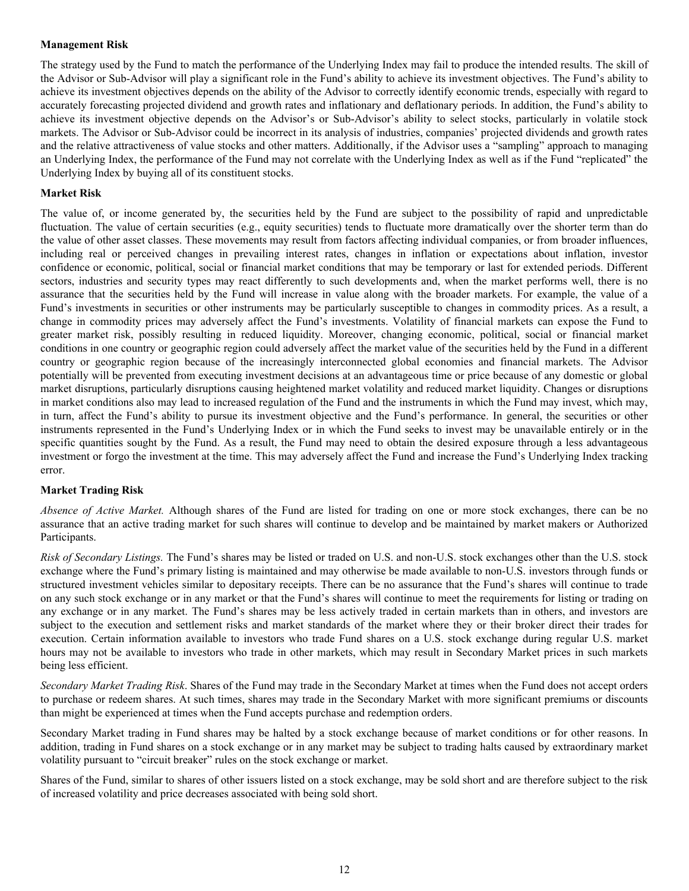**Management Risk**

The strategy used by the Fund to match the performance of the Underlying Index may fail to produce the intended results. The skill of the Advisor or Sub-Advisor will play a significant role in the Fund's ability to achieve its investment objectives. The Fund's ability to achieve its investment objectives depends on the ability of the Advisor to correctly identify economic trends, especially with regard to accurately forecasting projected dividend and growth rates and inflationary and deflationary periods. In addition, the Fund's ability to achieve its investment objective depends on the Advisor's or Sub-Advisor's ability to select stocks, particularly in volatile stock markets. The Advisor or Sub-Advisor could be incorrect in its analysis of industries, companies' projected dividends and growth rates and the relative attractiveness of value stocks and other matters. Additionally, if the Advisor uses a "sampling" approach to managing an Underlying Index, the performance of the Fund may not correlate with the Underlying Index as well as if the Fund "replicated" the Underlying Index by buying all of its constituent stocks.

**Market Risk**

The value of, or income generated by, the securities held by the Fund are subject to the possibility of rapid and unpredictable fluctuation. The value of certain securities (e.g., equity securities) tends to fluctuate more dramatically over the shorter term than do the value of other asset classes. These movements may result from factors affecting individual companies, or from broader influences, including real or perceived changes in prevailing interest rates, changes in inflation or expectations about inflation, investor confidence or economic, political, social or financial market conditions that may be temporary or last for extended periods. Different sectors, industries and security types may react differently to such developments and, when the market performs well, there is no assurance that the securities held by the Fund will increase in value along with the broader markets. For example, the value of a Fund's investments in securities or other instruments may be particularly susceptible to changes in commodity prices. As a result, a change in commodity prices may adversely affect the Fund's investments. Volatility of financial markets can expose the Fund to greater market risk, possibly resulting in reduced liquidity. Moreover, changing economic, political, social or financial market conditions in one country or geographic region could adversely affect the market value of the securities held by the Fund in a different country or geographic region because of the increasingly interconnected global economies and financial markets. The Advisor potentially will be prevented from executing investment decisions at an advantageous time or price because of any domestic or global market disruptions, particularly disruptions causing heightened market volatility and reduced market liquidity. Changes or disruptions in market conditions also may lead to increased regulation of the Fund and the instruments in which the Fund may invest, which may, in turn, affect the Fund's ability to pursue its investment objective and the Fund's performance. In general, the securities or other instruments represented in the Fund's Underlying Index or in which the Fund seeks to invest may be unavailable entirely or in the specific quantities sought by the Fund. As a result, the Fund may need to obtain the desired exposure through a less advantageous investment or forgo the investment at the time. This may adversely affect the Fund and increase the Fund's Underlying Index tracking error.

**Market Trading Risk**

*Absence of Active Market.* Although shares of the Fund are listed for trading on one or more stock exchanges, there can be no assurance that an active trading market for such shares will continue to develop and be maintained by market makers or Authorized Participants.

*Risk of Secondary Listings.* The Fund's shares may be listed or traded on U.S. and non-U.S. stock exchanges other than the U.S. stock exchange where the Fund's primary listing is maintained and may otherwise be made available to non-U.S. investors through funds or structured investment vehicles similar to depositary receipts. There can be no assurance that the Fund's shares will continue to trade on any such stock exchange or in any market or that the Fund's shares will continue to meet the requirements for listing or trading on any exchange or in any market. The Fund's shares may be less actively traded in certain markets than in others, and investors are subject to the execution and settlement risks and market standards of the market where they or their broker direct their trades for execution. Certain information available to investors who trade Fund shares on a U.S. stock exchange during regular U.S. market hours may not be available to investors who trade in other markets, which may result in Secondary Market prices in such markets being less efficient.

*Secondary Market Trading Risk*. Shares of the Fund may trade in the Secondary Market at times when the Fund does not accept orders to purchase or redeem shares. At such times, shares may trade in the Secondary Market with more significant premiums or discounts than might be experienced at times when the Fund accepts purchase and redemption orders.

Secondary Market trading in Fund shares may be halted by a stock exchange because of market conditions or for other reasons. In addition, trading in Fund shares on a stock exchange or in any market may be subject to trading halts caused by extraordinary market volatility pursuant to "circuit breaker" rules on the stock exchange or market.

Shares of the Fund, similar to shares of other issuers listed on a stock exchange, may be sold short and are therefore subject to the risk of increased volatility and price decreases associated with being sold short.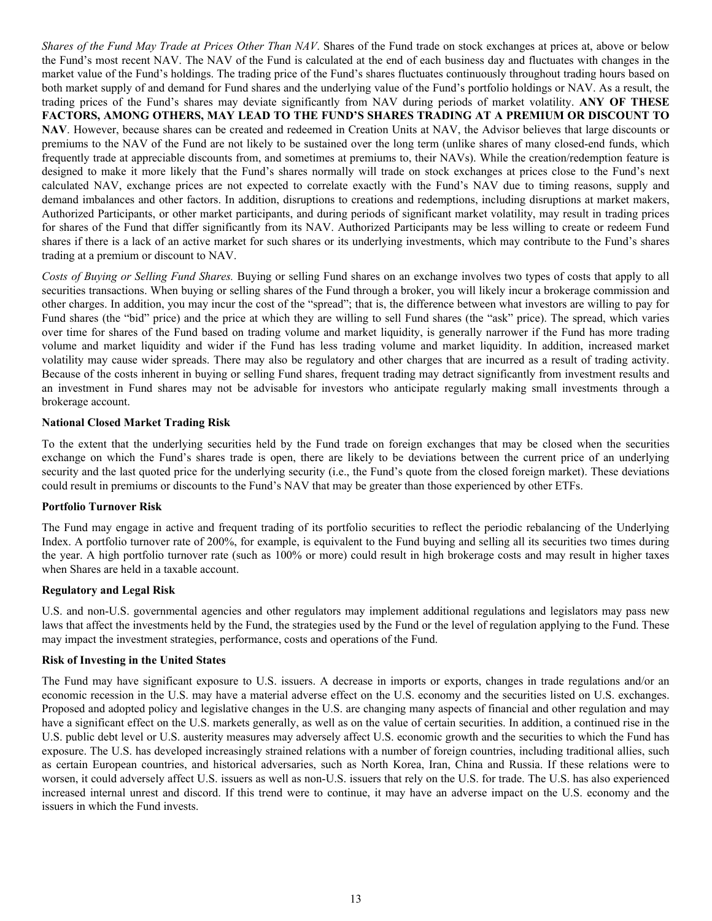*Shares of the Fund May Trade at Prices Other Than NAV*. Shares of the Fund trade on stock exchanges at prices at, above or below the Fund's most recent NAV. The NAV of the Fund is calculated at the end of each business day and fluctuates with changes in the market value of the Fund's holdings. The trading price of the Fund's shares fluctuates continuously throughout trading hours based on both market supply of and demand for Fund shares and the underlying value of the Fund's portfolio holdings or NAV. As a result, the trading prices of the Fund's shares may deviate significantly from NAV during periods of market volatility. **ANY OF THESE FACTORS, AMONG OTHERS, MAY LEAD TO THE FUND'S SHARES TRADING AT A PREMIUM OR DISCOUNT TO NAV**. However, because shares can be created and redeemed in Creation Units at NAV, the Advisor believes that large discounts or premiums to the NAV of the Fund are not likely to be sustained over the long term (unlike shares of many closed-end funds, which frequently trade at appreciable discounts from, and sometimes at premiums to, their NAVs). While the creation/redemption feature is designed to make it more likely that the Fund's shares normally will trade on stock exchanges at prices close to the Fund's next calculated NAV, exchange prices are not expected to correlate exactly with the Fund's NAV due to timing reasons, supply and demand imbalances and other factors. In addition, disruptions to creations and redemptions, including disruptions at market makers, Authorized Participants, or other market participants, and during periods of significant market volatility, may result in trading prices for shares of the Fund that differ significantly from its NAV. Authorized Participants may be less willing to create or redeem Fund shares if there is a lack of an active market for such shares or its underlying investments, which may contribute to the Fund's shares trading at a premium or discount to NAV.

*Costs of Buying or Selling Fund Shares.* Buying or selling Fund shares on an exchange involves two types of costs that apply to all securities transactions. When buying or selling shares of the Fund through a broker, you will likely incur a brokerage commission and other charges. In addition, you may incur the cost of the "spread"; that is, the difference between what investors are willing to pay for Fund shares (the "bid" price) and the price at which they are willing to sell Fund shares (the "ask" price). The spread, which varies over time for shares of the Fund based on trading volume and market liquidity, is generally narrower if the Fund has more trading volume and market liquidity and wider if the Fund has less trading volume and market liquidity. In addition, increased market volatility may cause wider spreads. There may also be regulatory and other charges that are incurred as a result of trading activity. Because of the costs inherent in buying or selling Fund shares, frequent trading may detract significantly from investment results and an investment in Fund shares may not be advisable for investors who anticipate regularly making small investments through a brokerage account.

**National Closed Market Trading Risk**

To the extent that the underlying securities held by the Fund trade on foreign exchanges that may be closed when the securities exchange on which the Fund's shares trade is open, there are likely to be deviations between the current price of an underlying security and the last quoted price for the underlying security (i.e., the Fund's quote from the closed foreign market). These deviations could result in premiums or discounts to the Fund's NAV that may be greater than those experienced by other ETFs.

**Portfolio Turnover Risk**

The Fund may engage in active and frequent trading of its portfolio securities to reflect the periodic rebalancing of the Underlying Index. A portfolio turnover rate of 200%, for example, is equivalent to the Fund buying and selling all its securities two times during the year. A high portfolio turnover rate (such as 100% or more) could result in high brokerage costs and may result in higher taxes when Shares are held in a taxable account.

**Regulatory and Legal Risk**

U.S. and non-U.S. governmental agencies and other regulators may implement additional regulations and legislators may pass new laws that affect the investments held by the Fund, the strategies used by the Fund or the level of regulation applying to the Fund. These may impact the investment strategies, performance, costs and operations of the Fund.

**Risk of Investing in the United States**

The Fund may have significant exposure to U.S. issuers. A decrease in imports or exports, changes in trade regulations and/or an economic recession in the U.S. may have a material adverse effect on the U.S. economy and the securities listed on U.S. exchanges. Proposed and adopted policy and legislative changes in the U.S. are changing many aspects of financial and other regulation and may have a significant effect on the U.S. markets generally, as well as on the value of certain securities. In addition, a continued rise in the U.S. public debt level or U.S. austerity measures may adversely affect U.S. economic growth and the securities to which the Fund has exposure. The U.S. has developed increasingly strained relations with a number of foreign countries, including traditional allies, such as certain European countries, and historical adversaries, such as North Korea, Iran, China and Russia. If these relations were to worsen, it could adversely affect U.S. issuers as well as non-U.S. issuers that rely on the U.S. for trade. The U.S. has also experienced increased internal unrest and discord. If this trend were to continue, it may have an adverse impact on the U.S. economy and the issuers in which the Fund invests.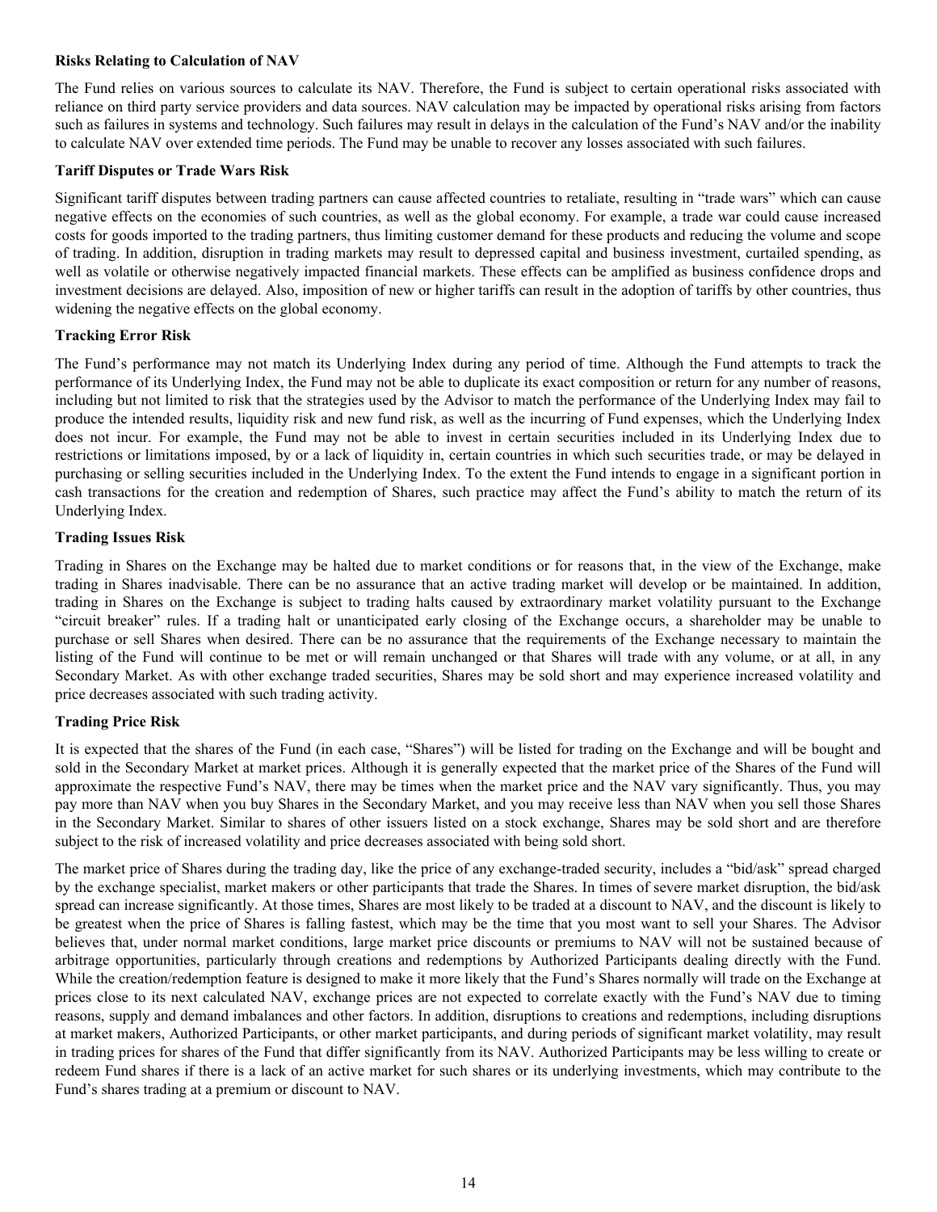**Risks Relating to Calculation of NAV**

The Fund relies on various sources to calculate its NAV. Therefore, the Fund is subject to certain operational risks associated with reliance on third party service providers and data sources. NAV calculation may be impacted by operational risks arising from factors such as failures in systems and technology. Such failures may result in delays in the calculation of the Fund's NAV and/or the inability to calculate NAV over extended time periods. The Fund may be unable to recover any losses associated with such failures.

**Tariff Disputes or Trade Wars Risk**

Significant tariff disputes between trading partners can cause affected countries to retaliate, resulting in "trade wars" which can cause negative effects on the economies of such countries, as well as the global economy. For example, a trade war could cause increased costs for goods imported to the trading partners, thus limiting customer demand for these products and reducing the volume and scope of trading. In addition, disruption in trading markets may result to depressed capital and business investment, curtailed spending, as well as volatile or otherwise negatively impacted financial markets. These effects can be amplified as business confidence drops and investment decisions are delayed. Also, imposition of new or higher tariffs can result in the adoption of tariffs by other countries, thus widening the negative effects on the global economy.

**Tracking Error Risk**

The Fund's performance may not match its Underlying Index during any period of time. Although the Fund attempts to track the performance of its Underlying Index, the Fund may not be able to duplicate its exact composition or return for any number of reasons, including but not limited to risk that the strategies used by the Advisor to match the performance of the Underlying Index may fail to produce the intended results, liquidity risk and new fund risk, as well as the incurring of Fund expenses, which the Underlying Index does not incur. For example, the Fund may not be able to invest in certain securities included in its Underlying Index due to restrictions or limitations imposed, by or a lack of liquidity in, certain countries in which such securities trade, or may be delayed in purchasing or selling securities included in the Underlying Index. To the extent the Fund intends to engage in a significant portion in cash transactions for the creation and redemption of Shares, such practice may affect the Fund's ability to match the return of its Underlying Index.

**Trading Issues Risk**

Trading in Shares on the Exchange may be halted due to market conditions or for reasons that, in the view of the Exchange, make trading in Shares inadvisable. There can be no assurance that an active trading market will develop or be maintained. In addition, trading in Shares on the Exchange is subject to trading halts caused by extraordinary market volatility pursuant to the Exchange "circuit breaker" rules. If a trading halt or unanticipated early closing of the Exchange occurs, a shareholder may be unable to purchase or sell Shares when desired. There can be no assurance that the requirements of the Exchange necessary to maintain the listing of the Fund will continue to be met or will remain unchanged or that Shares will trade with any volume, or at all, in any Secondary Market. As with other exchange traded securities, Shares may be sold short and may experience increased volatility and price decreases associated with such trading activity.

**Trading Price Risk**

It is expected that the shares of the Fund (in each case, "Shares") will be listed for trading on the Exchange and will be bought and sold in the Secondary Market at market prices. Although it is generally expected that the market price of the Shares of the Fund will approximate the respective Fund's NAV, there may be times when the market price and the NAV vary significantly. Thus, you may pay more than NAV when you buy Shares in the Secondary Market, and you may receive less than NAV when you sell those Shares in the Secondary Market. Similar to shares of other issuers listed on a stock exchange, Shares may be sold short and are therefore subject to the risk of increased volatility and price decreases associated with being sold short.

The market price of Shares during the trading day, like the price of any exchange-traded security, includes a "bid/ask" spread charged by the exchange specialist, market makers or other participants that trade the Shares. In times of severe market disruption, the bid/ask spread can increase significantly. At those times, Shares are most likely to be traded at a discount to NAV, and the discount is likely to be greatest when the price of Shares is falling fastest, which may be the time that you most want to sell your Shares. The Advisor believes that, under normal market conditions, large market price discounts or premiums to NAV will not be sustained because of arbitrage opportunities, particularly through creations and redemptions by Authorized Participants dealing directly with the Fund. While the creation/redemption feature is designed to make it more likely that the Fund's Shares normally will trade on the Exchange at prices close to its next calculated NAV, exchange prices are not expected to correlate exactly with the Fund's NAV due to timing reasons, supply and demand imbalances and other factors. In addition, disruptions to creations and redemptions, including disruptions at market makers, Authorized Participants, or other market participants, and during periods of significant market volatility, may result in trading prices for shares of the Fund that differ significantly from its NAV. Authorized Participants may be less willing to create or redeem Fund shares if there is a lack of an active market for such shares or its underlying investments, which may contribute to the Fund's shares trading at a premium or discount to NAV.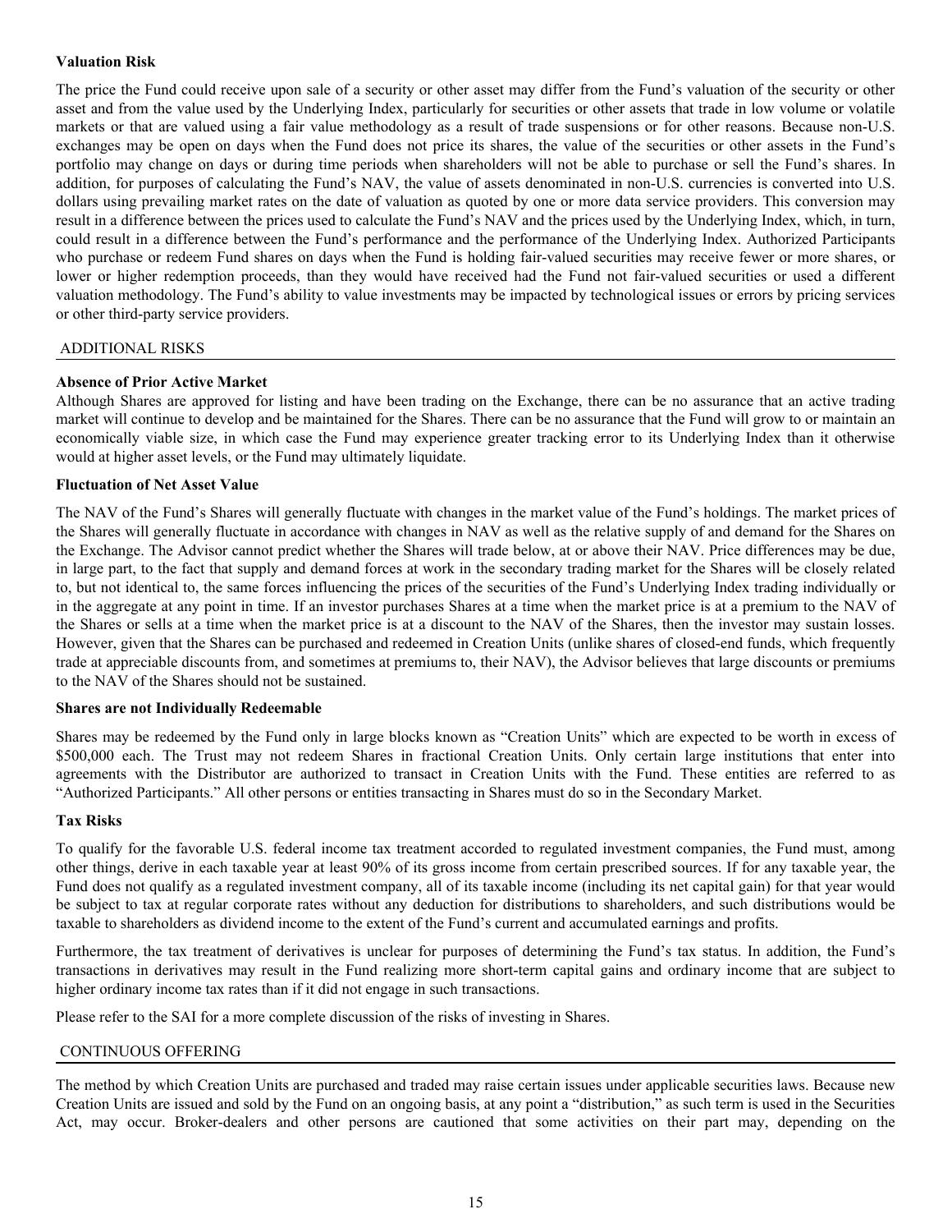**Valuation Risk**

The price the Fund could receive upon sale of a security or other asset may differ from the Fund's valuation of the security or other asset and from the value used by the Underlying Index, particularly for securities or other assets that trade in low volume or volatile markets or that are valued using a fair value methodology as a result of trade suspensions or for other reasons. Because non-U.S. exchanges may be open on days when the Fund does not price its shares, the value of the securities or other assets in the Fund's portfolio may change on days or during time periods when shareholders will not be able to purchase or sell the Fund's shares. In addition, for purposes of calculating the Fund's NAV, the value of assets denominated in non-U.S. currencies is converted into U.S. dollars using prevailing market rates on the date of valuation as quoted by one or more data service providers. This conversion may result in a difference between the prices used to calculate the Fund's NAV and the prices used by the Underlying Index, which, in turn, could result in a difference between the Fund's performance and the performance of the Underlying Index. Authorized Participants who purchase or redeem Fund shares on days when the Fund is holding fair-valued securities may receive fewer or more shares, or lower or higher redemption proceeds, than they would have received had the Fund not fair-valued securities or used a different valuation methodology. The Fund's ability to value investments may be impacted by technological issues or errors by pricing services or other third-party service providers.

## ADDITIONAL RISKS

**Absence of Prior Active Market**

Although Shares are approved for listing and have been trading on the Exchange, there can be no assurance that an active trading market will continue to develop and be maintained for the Shares. There can be no assurance that the Fund will grow to or maintain an economically viable size, in which case the Fund may experience greater tracking error to its Underlying Index than it otherwise would at higher asset levels, or the Fund may ultimately liquidate.

**Fluctuation of Net Asset Value**

The NAV of the Fund's Shares will generally fluctuate with changes in the market value of the Fund's holdings. The market prices of the Shares will generally fluctuate in accordance with changes in NAV as well as the relative supply of and demand for the Shares on the Exchange. The Advisor cannot predict whether the Shares will trade below, at or above their NAV. Price differences may be due, in large part, to the fact that supply and demand forces at work in the secondary trading market for the Shares will be closely related to, but not identical to, the same forces influencing the prices of the securities of the Fund's Underlying Index trading individually or in the aggregate at any point in time. If an investor purchases Shares at a time when the market price is at a premium to the NAV of the Shares or sells at a time when the market price is at a discount to the NAV of the Shares, then the investor may sustain losses. However, given that the Shares can be purchased and redeemed in Creation Units (unlike shares of closed-end funds, which frequently trade at appreciable discounts from, and sometimes at premiums to, their NAV), the Advisor believes that large discounts or premiums to the NAV of the Shares should not be sustained.

**Shares are not Individually Redeemable**

Shares may be redeemed by the Fund only in large blocks known as "Creation Units" which are expected to be worth in excess of $500,000 each. The Trust may not redeem Shares in fractional Creation Units. Only certain large institutions that enter into agreements with the Distributor are authorized to transact in Creation Units with the Fund. These entities are referred to as "Authorized Participants." All other persons or entities transacting in Shares must do so in the Secondary Market.

**Tax Risks**

To qualify for the favorable U.S. federal income tax treatment accorded to regulated investment companies, the Fund must, among other things, derive in each taxable year at least 90% of its gross income from certain prescribed sources. If for any taxable year, the Fund does not qualify as a regulated investment company, all of its taxable income (including its net capital gain) for that year would be subject to tax at regular corporate rates without any deduction for distributions to shareholders, and such distributions would be taxable to shareholders as dividend income to the extent of the Fund's current and accumulated earnings and profits.

Furthermore, the tax treatment of derivatives is unclear for purposes of determining the Fund's tax status. In addition, the Fund's transactions in derivatives may result in the Fund realizing more short-term capital gains and ordinary income that are subject to higher ordinary income tax rates than if it did not engage in such transactions.

Please refer to the SAI for a more complete discussion of the risks of investing in Shares.

## CONTINUOUS OFFERING

The method by which Creation Units are purchased and traded may raise certain issues under applicable securities laws. Because new Creation Units are issued and sold by the Fund on an ongoing basis, at any point a "distribution," as such term is used in the Securities Act, may occur. Broker-dealers and other persons are cautioned that some activities on their part may, depending on the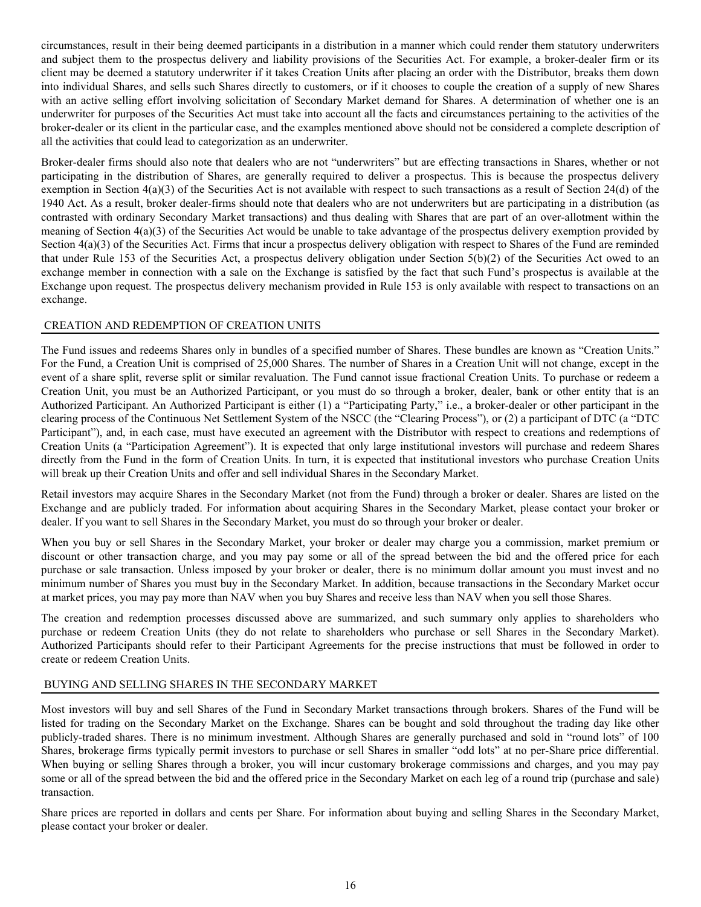circumstances, result in their being deemed participants in a distribution in a manner which could render them statutory underwriters and subject them to the prospectus delivery and liability provisions of the Securities Act. For example, a broker-dealer firm or its client may be deemed a statutory underwriter if it takes Creation Units after placing an order with the Distributor, breaks them down into individual Shares, and sells such Shares directly to customers, or if it chooses to couple the creation of a supply of new Shares with an active selling effort involving solicitation of Secondary Market demand for Shares. A determination of whether one is an underwriter for purposes of the Securities Act must take into account all the facts and circumstances pertaining to the activities of the broker-dealer or its client in the particular case, and the examples mentioned above should not be considered a complete description of all the activities that could lead to categorization as an underwriter.

Broker-dealer firms should also note that dealers who are not "underwriters" but are effecting transactions in Shares, whether or not participating in the distribution of Shares, are generally required to deliver a prospectus. This is because the prospectus delivery exemption in Section 4(a)(3) of the Securities Act is not available with respect to such transactions as a result of Section 24(d) of the 1940 Act. As a result, broker dealer-firms should note that dealers who are not underwriters but are participating in a distribution (as contrasted with ordinary Secondary Market transactions) and thus dealing with Shares that are part of an over-allotment within the meaning of Section 4(a)(3) of the Securities Act would be unable to take advantage of the prospectus delivery exemption provided by Section 4(a)(3) of the Securities Act. Firms that incur a prospectus delivery obligation with respect to Shares of the Fund are reminded that under Rule 153 of the Securities Act, a prospectus delivery obligation under Section 5(b)(2) of the Securities Act owed to an exchange member in connection with a sale on the Exchange is satisfied by the fact that such Fund's prospectus is available at the Exchange upon request. The prospectus delivery mechanism provided in Rule 153 is only available with respect to transactions on an exchange.

## CREATION AND REDEMPTION OF CREATION UNITS

The Fund issues and redeems Shares only in bundles of a specified number of Shares. These bundles are known as "Creation Units." For the Fund, a Creation Unit is comprised of 25,000 Shares. The number of Shares in a Creation Unit will not change, except in the event of a share split, reverse split or similar revaluation. The Fund cannot issue fractional Creation Units. To purchase or redeem a Creation Unit, you must be an Authorized Participant, or you must do so through a broker, dealer, bank or other entity that is an Authorized Participant. An Authorized Participant is either (1) a "Participating Party," i.e., a broker-dealer or other participant in the clearing process of the Continuous Net Settlement System of the NSCC (the "Clearing Process"), or (2) a participant of DTC (a "DTC Participant"), and, in each case, must have executed an agreement with the Distributor with respect to creations and redemptions of Creation Units (a "Participation Agreement"). It is expected that only large institutional investors will purchase and redeem Shares directly from the Fund in the form of Creation Units. In turn, it is expected that institutional investors who purchase Creation Units will break up their Creation Units and offer and sell individual Shares in the Secondary Market.

Retail investors may acquire Shares in the Secondary Market (not from the Fund) through a broker or dealer. Shares are listed on the Exchange and are publicly traded. For information about acquiring Shares in the Secondary Market, please contact your broker or dealer. If you want to sell Shares in the Secondary Market, you must do so through your broker or dealer.

When you buy or sell Shares in the Secondary Market, your broker or dealer may charge you a commission, market premium or discount or other transaction charge, and you may pay some or all of the spread between the bid and the offered price for each purchase or sale transaction. Unless imposed by your broker or dealer, there is no minimum dollar amount you must invest and no minimum number of Shares you must buy in the Secondary Market. In addition, because transactions in the Secondary Market occur at market prices, you may pay more than NAV when you buy Shares and receive less than NAV when you sell those Shares.

The creation and redemption processes discussed above are summarized, and such summary only applies to shareholders who purchase or redeem Creation Units (they do not relate to shareholders who purchase or sell Shares in the Secondary Market). Authorized Participants should refer to their Participant Agreements for the precise instructions that must be followed in order to create or redeem Creation Units.

## BUYING AND SELLING SHARES IN THE SECONDARY MARKET

Most investors will buy and sell Shares of the Fund in Secondary Market transactions through brokers. Shares of the Fund will be listed for trading on the Secondary Market on the Exchange. Shares can be bought and sold throughout the trading day like other publicly-traded shares. There is no minimum investment. Although Shares are generally purchased and sold in "round lots" of 100 Shares, brokerage firms typically permit investors to purchase or sell Shares in smaller "odd lots" at no per-Share price differential. When buying or selling Shares through a broker, you will incur customary brokerage commissions and charges, and you may pay some or all of the spread between the bid and the offered price in the Secondary Market on each leg of a round trip (purchase and sale) transaction.

Share prices are reported in dollars and cents per Share. For information about buying and selling Shares in the Secondary Market, please contact your broker or dealer.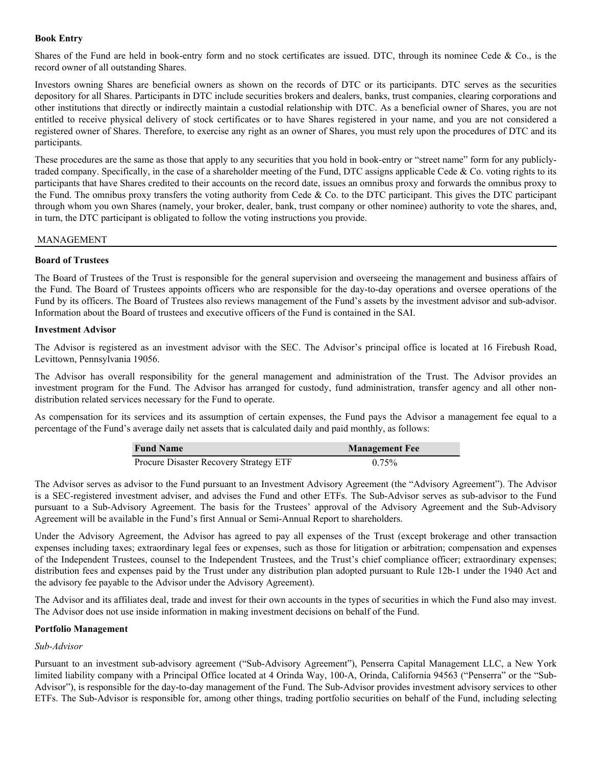### Book Entry

Shares of the Fund are held in book-entry form and no stock certificates are issued. DTC, through its nominee Cede & Co., is the record owner of all outstanding Shares.

Investors owning Shares are beneficial owners as shown on the records of DTC or its participants. DTC serves as the securities depository for all Shares. Participants in DTC include securities brokers and dealers, banks, trust companies, clearing corporations and other institutions that directly or indirectly maintain a custodial relationship with DTC. As a beneficial owner of Shares, you are not entitled to receive physical delivery of stock certificates or to have Shares registered in your name, and you are not considered a registered owner of Shares. Therefore, to exercise any right as an owner of Shares, you must rely upon the procedures of DTC and its participants.

These procedures are the same as those that apply to any securities that you hold in book-entry or "street name" form for any publicly-traded company. Specifically, in the case of a shareholder meeting of the Fund, DTC assigns applicable Cede & Co. voting rights to its participants that have Shares credited to their accounts on the record date, issues an omnibus proxy and forwards the omnibus proxy to the Fund. The omnibus proxy transfers the voting authority from Cede & Co. to the DTC participant. This gives the DTC participant through whom you own Shares (namely, your broker, dealer, bank, trust company or other nominee) authority to vote the shares, and, in turn, the DTC participant is obligated to follow the voting instructions you provide.

## MANAGEMENT

### Board of Trustees

The Board of Trustees of the Trust is responsible for the general supervision and overseeing the management and business affairs of the Fund. The Board of Trustees appoints officers who are responsible for the day-to-day operations and oversee operations of the Fund by its officers. The Board of Trustees also reviews management of the Fund's assets by the investment advisor and sub-advisor. Information about the Board of trustees and executive officers of the Fund is contained in the SAI.

### Investment Advisor

The Advisor is registered as an investment advisor with the SEC. The Advisor's principal office is located at 16 Firebush Road, Levittown, Pennsylvania 19056.

The Advisor has overall responsibility for the general management and administration of the Trust. The Advisor provides an investment program for the Fund. The Advisor has arranged for custody, fund administration, transfer agency and all other non-distribution related services necessary for the Fund to operate.

As compensation for its services and its assumption of certain expenses, the Fund pays the Advisor a management fee equal to a percentage of the Fund's average daily net assets that is calculated daily and paid monthly, as follows:

| Fund Name | Management Fee |
|---|---|
| Procure Disaster Recovery Strategy ETF | 0.75% |

The Advisor serves as advisor to the Fund pursuant to an Investment Advisory Agreement (the "Advisory Agreement"). The Advisor is a SEC-registered investment adviser, and advises the Fund and other ETFs. The Sub-Advisor serves as sub-advisor to the Fund pursuant to a Sub-Advisory Agreement. The basis for the Trustees' approval of the Advisory Agreement and the Sub-Advisory Agreement will be available in the Fund's first Annual or Semi-Annual Report to shareholders.

Under the Advisory Agreement, the Advisor has agreed to pay all expenses of the Trust (except brokerage and other transaction expenses including taxes; extraordinary legal fees or expenses, such as those for litigation or arbitration; compensation and expenses of the Independent Trustees, counsel to the Independent Trustees, and the Trust's chief compliance officer; extraordinary expenses; distribution fees and expenses paid by the Trust under any distribution plan adopted pursuant to Rule 12b-1 under the 1940 Act and the advisory fee payable to the Advisor under the Advisory Agreement).

The Advisor and its affiliates deal, trade and invest for their own accounts in the types of securities in which the Fund also may invest. The Advisor does not use inside information in making investment decisions on behalf of the Fund.

### Portfolio Management

*Sub-Advisor*

Pursuant to an investment sub-advisory agreement ("Sub-Advisory Agreement"), Penserra Capital Management LLC, a New York limited liability company with a Principal Office located at 4 Orinda Way, 100-A, Orinda, California 94563 ("Penserra" or the "Sub-Advisor"), is responsible for the day-to-day management of the Fund. The Sub-Advisor provides investment advisory services to other ETFs. The Sub-Advisor is responsible for, among other things, trading portfolio securities on behalf of the Fund, including selecting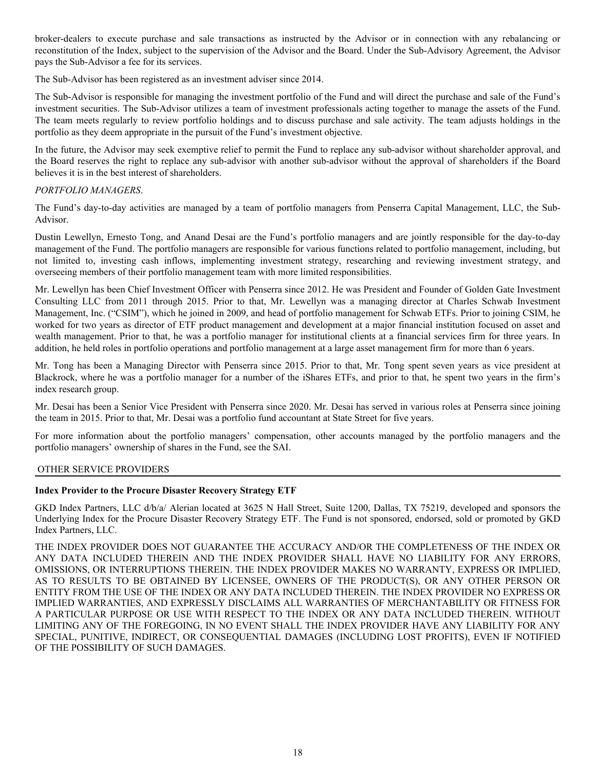broker-dealers to execute purchase and sale transactions as instructed by the Advisor or in connection with any rebalancing or reconstitution of the Index, subject to the supervision of the Advisor and the Board. Under the Sub-Advisory Agreement, the Advisor pays the Sub-Advisor a fee for its services.

The Sub-Advisor has been registered as an investment adviser since 2014.

The Sub-Advisor is responsible for managing the investment portfolio of the Fund and will direct the purchase and sale of the Fund's investment securities. The Sub-Advisor utilizes a team of investment professionals acting together to manage the assets of the Fund. The team meets regularly to review portfolio holdings and to discuss purchase and sale activity. The team adjusts holdings in the portfolio as they deem appropriate in the pursuit of the Fund's investment objective.

In the future, the Advisor may seek exemptive relief to permit the Fund to replace any sub-advisor without shareholder approval, and the Board reserves the right to replace any sub-advisor with another sub-advisor without the approval of shareholders if the Board believes it is in the best interest of shareholders.

*PORTFOLIO MANAGERS.*

The Fund's day-to-day activities are managed by a team of portfolio managers from Penserra Capital Management, LLC, the Sub-Advisor.

Dustin Lewellyn, Ernesto Tong, and Anand Desai are the Fund's portfolio managers and are jointly responsible for the day-to-day management of the Fund. The portfolio managers are responsible for various functions related to portfolio management, including, but not limited to, investing cash inflows, implementing investment strategy, researching and reviewing investment strategy, and overseeing members of their portfolio management team with more limited responsibilities.

Mr. Lewellyn has been Chief Investment Officer with Penserra since 2012. He was President and Founder of Golden Gate Investment Consulting LLC from 2011 through 2015. Prior to that, Mr. Lewellyn was a managing director at Charles Schwab Investment Management, Inc. ("CSIM"), which he joined in 2009, and head of portfolio management for Schwab ETFs. Prior to joining CSIM, he worked for two years as director of ETF product management and development at a major financial institution focused on asset and wealth management. Prior to that, he was a portfolio manager for institutional clients at a financial services firm for three years. In addition, he held roles in portfolio operations and portfolio management at a large asset management firm for more than 6 years.

Mr. Tong has been a Managing Director with Penserra since 2015. Prior to that, Mr. Tong spent seven years as vice president at Blackrock, where he was a portfolio manager for a number of the iShares ETFs, and prior to that, he spent two years in the firm's index research group.

Mr. Desai has been a Senior Vice President with Penserra since 2020. Mr. Desai has served in various roles at Penserra since joining the team in 2015. Prior to that, Mr. Desai was a portfolio fund accountant at State Street for five years.

For more information about the portfolio managers' compensation, other accounts managed by the portfolio managers and the portfolio managers' ownership of shares in the Fund, see the SAI.

## OTHER SERVICE PROVIDERS

**Index Provider to the Procure Disaster Recovery Strategy ETF**

GKD Index Partners, LLC d/b/a/ Alerian located at 3625 N Hall Street, Suite 1200, Dallas, TX 75219, developed and sponsors the Underlying Index for the Procure Disaster Recovery Strategy ETF. The Fund is not sponsored, endorsed, sold or promoted by GKD Index Partners, LLC.

THE INDEX PROVIDER DOES NOT GUARANTEE THE ACCURACY AND/OR THE COMPLETENESS OF THE INDEX OR ANY DATA INCLUDED THEREIN AND THE INDEX PROVIDER SHALL HAVE NO LIABILITY FOR ANY ERRORS, OMISSIONS, OR INTERRUPTIONS THEREIN. THE INDEX PROVIDER MAKES NO WARRANTY, EXPRESS OR IMPLIED, AS TO RESULTS TO BE OBTAINED BY LICENSEE, OWNERS OF THE PRODUCT(S), OR ANY OTHER PERSON OR ENTITY FROM THE USE OF THE INDEX OR ANY DATA INCLUDED THEREIN. THE INDEX PROVIDER NO EXPRESS OR IMPLIED WARRANTIES, AND EXPRESSLY DISCLAIMS ALL WARRANTIES OF MERCHANTABILITY OR FITNESS FOR A PARTICULAR PURPOSE OR USE WITH RESPECT TO THE INDEX OR ANY DATA INCLUDED THEREIN. WITHOUT LIMITING ANY OF THE FOREGOING, IN NO EVENT SHALL THE INDEX PROVIDER HAVE ANY LIABILITY FOR ANY SPECIAL, PUNITIVE, INDIRECT, OR CONSEQUENTIAL DAMAGES (INCLUDING LOST PROFITS), EVEN IF NOTIFIED OF THE POSSIBILITY OF SUCH DAMAGES.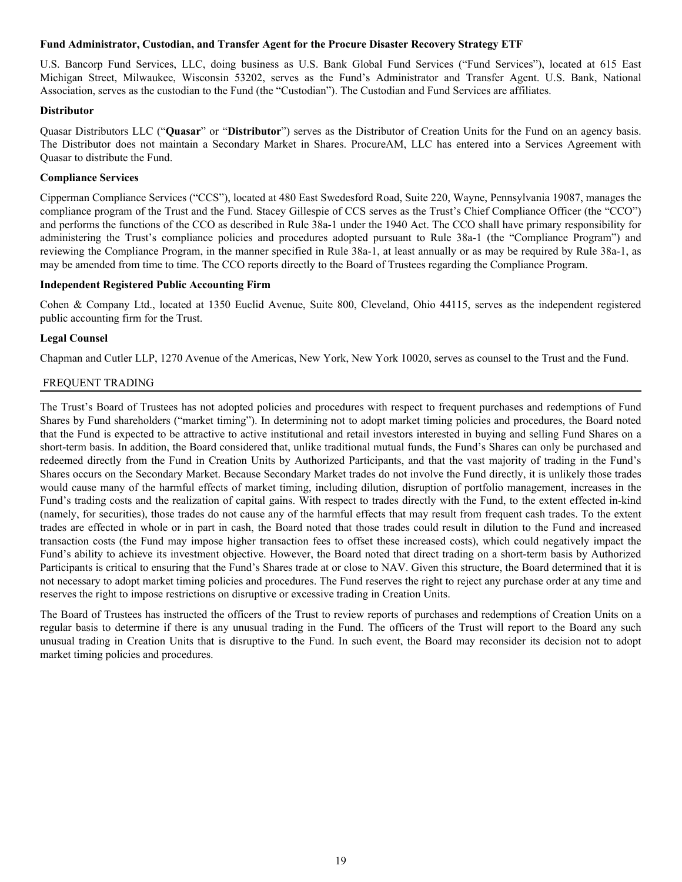**Fund Administrator, Custodian, and Transfer Agent for the Procure Disaster Recovery Strategy ETF**

U.S. Bancorp Fund Services, LLC, doing business as U.S. Bank Global Fund Services ("Fund Services"), located at 615 East Michigan Street, Milwaukee, Wisconsin 53202, serves as the Fund's Administrator and Transfer Agent. U.S. Bank, National Association, serves as the custodian to the Fund (the "Custodian"). The Custodian and Fund Services are affiliates.

**Distributor**

Quasar Distributors LLC ("**Quasar**" or "**Distributor**") serves as the Distributor of Creation Units for the Fund on an agency basis. The Distributor does not maintain a Secondary Market in Shares. ProcureAM, LLC has entered into a Services Agreement with Quasar to distribute the Fund.

**Compliance Services**

Cipperman Compliance Services ("CCS"), located at 480 East Swedesford Road, Suite 220, Wayne, Pennsylvania 19087, manages the compliance program of the Trust and the Fund. Stacey Gillespie of CCS serves as the Trust's Chief Compliance Officer (the "CCO") and performs the functions of the CCO as described in Rule 38a-1 under the 1940 Act. The CCO shall have primary responsibility for administering the Trust's compliance policies and procedures adopted pursuant to Rule 38a-1 (the "Compliance Program") and reviewing the Compliance Program, in the manner specified in Rule 38a-1, at least annually or as may be required by Rule 38a-1, as may be amended from time to time. The CCO reports directly to the Board of Trustees regarding the Compliance Program.

**Independent Registered Public Accounting Firm**

Cohen & Company Ltd., located at 1350 Euclid Avenue, Suite 800, Cleveland, Ohio 44115, serves as the independent registered public accounting firm for the Trust.

**Legal Counsel**

Chapman and Cutler LLP, 1270 Avenue of the Americas, New York, New York 10020, serves as counsel to the Trust and the Fund.

## FREQUENT TRADING

The Trust's Board of Trustees has not adopted policies and procedures with respect to frequent purchases and redemptions of Fund Shares by Fund shareholders ("market timing"). In determining not to adopt market timing policies and procedures, the Board noted that the Fund is expected to be attractive to active institutional and retail investors interested in buying and selling Fund Shares on a short-term basis. In addition, the Board considered that, unlike traditional mutual funds, the Fund's Shares can only be purchased and redeemed directly from the Fund in Creation Units by Authorized Participants, and that the vast majority of trading in the Fund's Shares occurs on the Secondary Market. Because Secondary Market trades do not involve the Fund directly, it is unlikely those trades would cause many of the harmful effects of market timing, including dilution, disruption of portfolio management, increases in the Fund's trading costs and the realization of capital gains. With respect to trades directly with the Fund, to the extent effected in-kind (namely, for securities), those trades do not cause any of the harmful effects that may result from frequent cash trades. To the extent trades are effected in whole or in part in cash, the Board noted that those trades could result in dilution to the Fund and increased transaction costs (the Fund may impose higher transaction fees to offset these increased costs), which could negatively impact the Fund's ability to achieve its investment objective. However, the Board noted that direct trading on a short-term basis by Authorized Participants is critical to ensuring that the Fund's Shares trade at or close to NAV. Given this structure, the Board determined that it is not necessary to adopt market timing policies and procedures. The Fund reserves the right to reject any purchase order at any time and reserves the right to impose restrictions on disruptive or excessive trading in Creation Units.

The Board of Trustees has instructed the officers of the Trust to review reports of purchases and redemptions of Creation Units on a regular basis to determine if there is any unusual trading in the Fund. The officers of the Trust will report to the Board any such unusual trading in Creation Units that is disruptive to the Fund. In such event, the Board may reconsider its decision not to adopt market timing policies and procedures.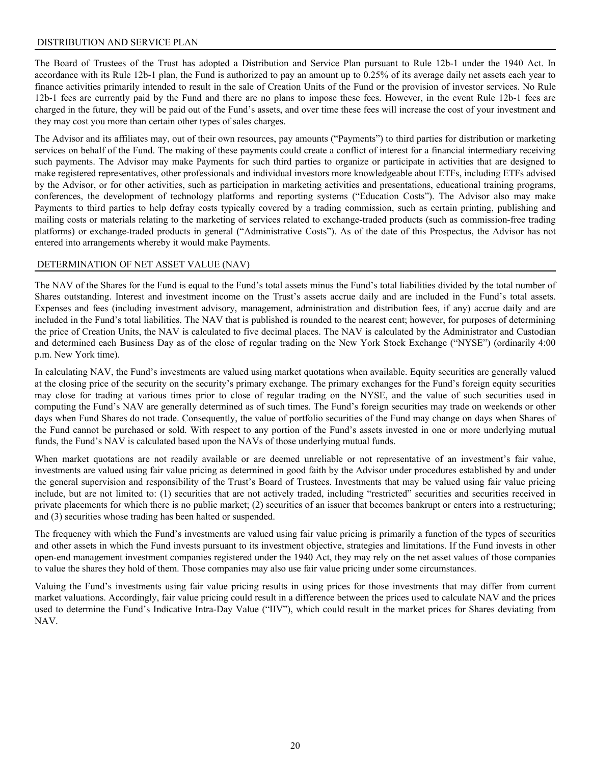## DISTRIBUTION AND SERVICE PLAN

The Board of Trustees of the Trust has adopted a Distribution and Service Plan pursuant to Rule 12b-1 under the 1940 Act. In accordance with its Rule 12b-1 plan, the Fund is authorized to pay an amount up to 0.25% of its average daily net assets each year to finance activities primarily intended to result in the sale of Creation Units of the Fund or the provision of investor services. No Rule 12b-1 fees are currently paid by the Fund and there are no plans to impose these fees. However, in the event Rule 12b-1 fees are charged in the future, they will be paid out of the Fund's assets, and over time these fees will increase the cost of your investment and they may cost you more than certain other types of sales charges.

The Advisor and its affiliates may, out of their own resources, pay amounts ("Payments") to third parties for distribution or marketing services on behalf of the Fund. The making of these payments could create a conflict of interest for a financial intermediary receiving such payments. The Advisor may make Payments for such third parties to organize or participate in activities that are designed to make registered representatives, other professionals and individual investors more knowledgeable about ETFs, including ETFs advised by the Advisor, or for other activities, such as participation in marketing activities and presentations, educational training programs, conferences, the development of technology platforms and reporting systems ("Education Costs"). The Advisor also may make Payments to third parties to help defray costs typically covered by a trading commission, such as certain printing, publishing and mailing costs or materials relating to the marketing of services related to exchange-traded products (such as commission-free trading platforms) or exchange-traded products in general ("Administrative Costs"). As of the date of this Prospectus, the Advisor has not entered into arrangements whereby it would make Payments.

## DETERMINATION OF NET ASSET VALUE (NAV)

The NAV of the Shares for the Fund is equal to the Fund's total assets minus the Fund's total liabilities divided by the total number of Shares outstanding. Interest and investment income on the Trust's assets accrue daily and are included in the Fund's total assets. Expenses and fees (including investment advisory, management, administration and distribution fees, if any) accrue daily and are included in the Fund's total liabilities. The NAV that is published is rounded to the nearest cent; however, for purposes of determining the price of Creation Units, the NAV is calculated to five decimal places. The NAV is calculated by the Administrator and Custodian and determined each Business Day as of the close of regular trading on the New York Stock Exchange ("NYSE") (ordinarily 4:00 p.m. New York time).

In calculating NAV, the Fund's investments are valued using market quotations when available. Equity securities are generally valued at the closing price of the security on the security's primary exchange. The primary exchanges for the Fund's foreign equity securities may close for trading at various times prior to close of regular trading on the NYSE, and the value of such securities used in computing the Fund's NAV are generally determined as of such times. The Fund's foreign securities may trade on weekends or other days when Fund Shares do not trade. Consequently, the value of portfolio securities of the Fund may change on days when Shares of the Fund cannot be purchased or sold. With respect to any portion of the Fund's assets invested in one or more underlying mutual funds, the Fund's NAV is calculated based upon the NAVs of those underlying mutual funds.

When market quotations are not readily available or are deemed unreliable or not representative of an investment's fair value, investments are valued using fair value pricing as determined in good faith by the Advisor under procedures established by and under the general supervision and responsibility of the Trust's Board of Trustees. Investments that may be valued using fair value pricing include, but are not limited to: (1) securities that are not actively traded, including "restricted" securities and securities received in private placements for which there is no public market; (2) securities of an issuer that becomes bankrupt or enters into a restructuring; and (3) securities whose trading has been halted or suspended.

The frequency with which the Fund's investments are valued using fair value pricing is primarily a function of the types of securities and other assets in which the Fund invests pursuant to its investment objective, strategies and limitations. If the Fund invests in other open-end management investment companies registered under the 1940 Act, they may rely on the net asset values of those companies to value the shares they hold of them. Those companies may also use fair value pricing under some circumstances.

Valuing the Fund's investments using fair value pricing results in using prices for those investments that may differ from current market valuations. Accordingly, fair value pricing could result in a difference between the prices used to calculate NAV and the prices used to determine the Fund's Indicative Intra-Day Value ("IIV"), which could result in the market prices for Shares deviating from NAV.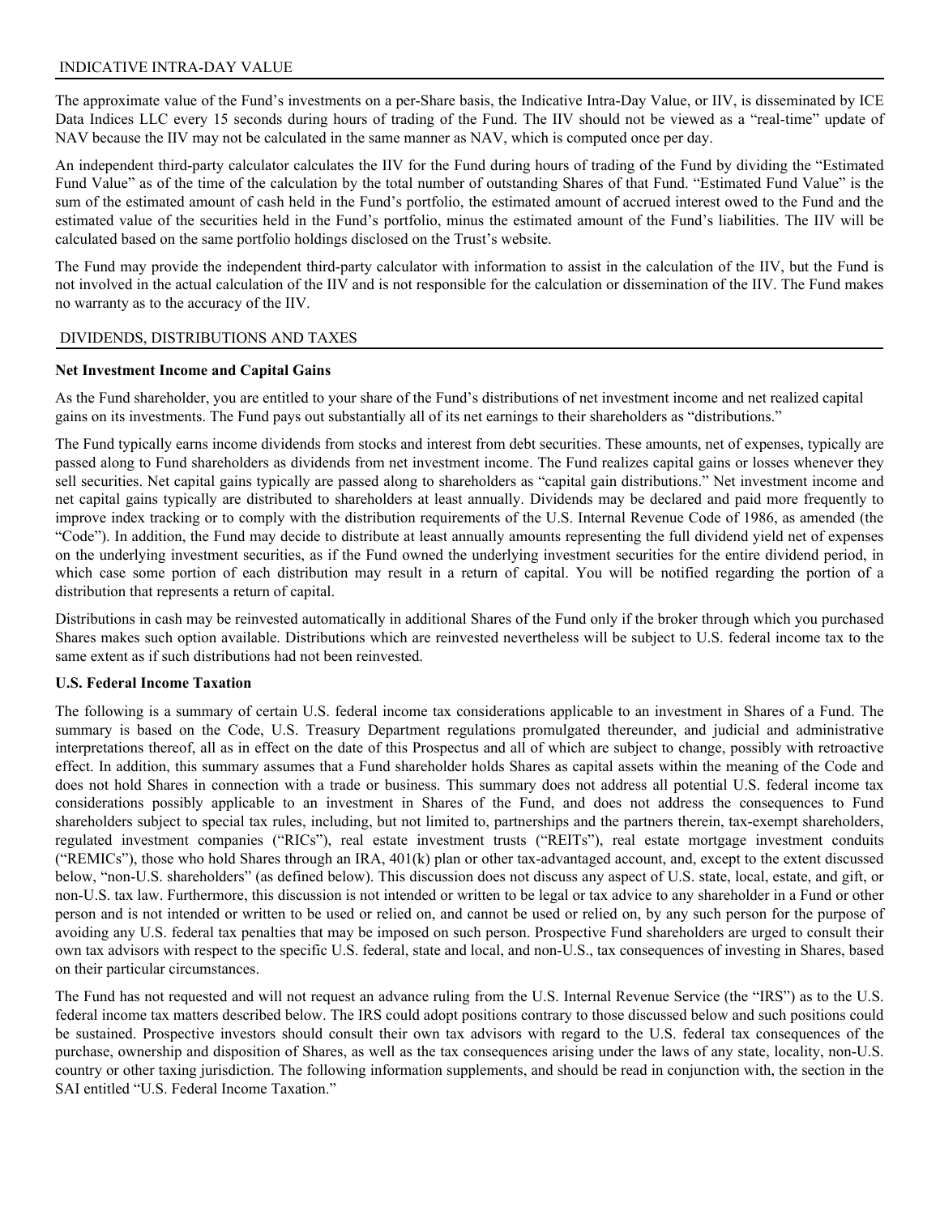## INDICATIVE INTRA-DAY VALUE

The approximate value of the Fund's investments on a per-Share basis, the Indicative Intra-Day Value, or IIV, is disseminated by ICE Data Indices LLC every 15 seconds during hours of trading of the Fund. The IIV should not be viewed as a "real-time" update of NAV because the IIV may not be calculated in the same manner as NAV, which is computed once per day.

An independent third-party calculator calculates the IIV for the Fund during hours of trading of the Fund by dividing the "Estimated Fund Value" as of the time of the calculation by the total number of outstanding Shares of that Fund. "Estimated Fund Value" is the sum of the estimated amount of cash held in the Fund's portfolio, the estimated amount of accrued interest owed to the Fund and the estimated value of the securities held in the Fund's portfolio, minus the estimated amount of the Fund's liabilities. The IIV will be calculated based on the same portfolio holdings disclosed on the Trust's website.

The Fund may provide the independent third-party calculator with information to assist in the calculation of the IIV, but the Fund is not involved in the actual calculation of the IIV and is not responsible for the calculation or dissemination of the IIV. The Fund makes no warranty as to the accuracy of the IIV.

## DIVIDENDS, DISTRIBUTIONS AND TAXES

**Net Investment Income and Capital Gains**

As the Fund shareholder, you are entitled to your share of the Fund's distributions of net investment income and net realized capital gains on its investments. The Fund pays out substantially all of its net earnings to their shareholders as "distributions."

The Fund typically earns income dividends from stocks and interest from debt securities. These amounts, net of expenses, typically are passed along to Fund shareholders as dividends from net investment income. The Fund realizes capital gains or losses whenever they sell securities. Net capital gains typically are passed along to shareholders as "capital gain distributions." Net investment income and net capital gains typically are distributed to shareholders at least annually. Dividends may be declared and paid more frequently to improve index tracking or to comply with the distribution requirements of the U.S. Internal Revenue Code of 1986, as amended (the "Code"). In addition, the Fund may decide to distribute at least annually amounts representing the full dividend yield net of expenses on the underlying investment securities, as if the Fund owned the underlying investment securities for the entire dividend period, in which case some portion of each distribution may result in a return of capital. You will be notified regarding the portion of a distribution that represents a return of capital.

Distributions in cash may be reinvested automatically in additional Shares of the Fund only if the broker through which you purchased Shares makes such option available. Distributions which are reinvested nevertheless will be subject to U.S. federal income tax to the same extent as if such distributions had not been reinvested.

**U.S. Federal Income Taxation**

The following is a summary of certain U.S. federal income tax considerations applicable to an investment in Shares of a Fund. The summary is based on the Code, U.S. Treasury Department regulations promulgated thereunder, and judicial and administrative interpretations thereof, all as in effect on the date of this Prospectus and all of which are subject to change, possibly with retroactive effect. In addition, this summary assumes that a Fund shareholder holds Shares as capital assets within the meaning of the Code and does not hold Shares in connection with a trade or business. This summary does not address all potential U.S. federal income tax considerations possibly applicable to an investment in Shares of the Fund, and does not address the consequences to Fund shareholders subject to special tax rules, including, but not limited to, partnerships and the partners therein, tax-exempt shareholders, regulated investment companies ("RICs"), real estate investment trusts ("REITs"), real estate mortgage investment conduits ("REMICs"), those who hold Shares through an IRA, 401(k) plan or other tax-advantaged account, and, except to the extent discussed below, "non-U.S. shareholders" (as defined below). This discussion does not discuss any aspect of U.S. state, local, estate, and gift, or non-U.S. tax law. Furthermore, this discussion is not intended or written to be legal or tax advice to any shareholder in a Fund or other person and is not intended or written to be used or relied on, and cannot be used or relied on, by any such person for the purpose of avoiding any U.S. federal tax penalties that may be imposed on such person. Prospective Fund shareholders are urged to consult their own tax advisors with respect to the specific U.S. federal, state and local, and non-U.S., tax consequences of investing in Shares, based on their particular circumstances.

The Fund has not requested and will not request an advance ruling from the U.S. Internal Revenue Service (the "IRS") as to the U.S. federal income tax matters described below. The IRS could adopt positions contrary to those discussed below and such positions could be sustained. Prospective investors should consult their own tax advisors with regard to the U.S. federal tax consequences of the purchase, ownership and disposition of Shares, as well as the tax consequences arising under the laws of any state, locality, non-U.S. country or other taxing jurisdiction. The following information supplements, and should be read in conjunction with, the section in the SAI entitled "U.S. Federal Income Taxation."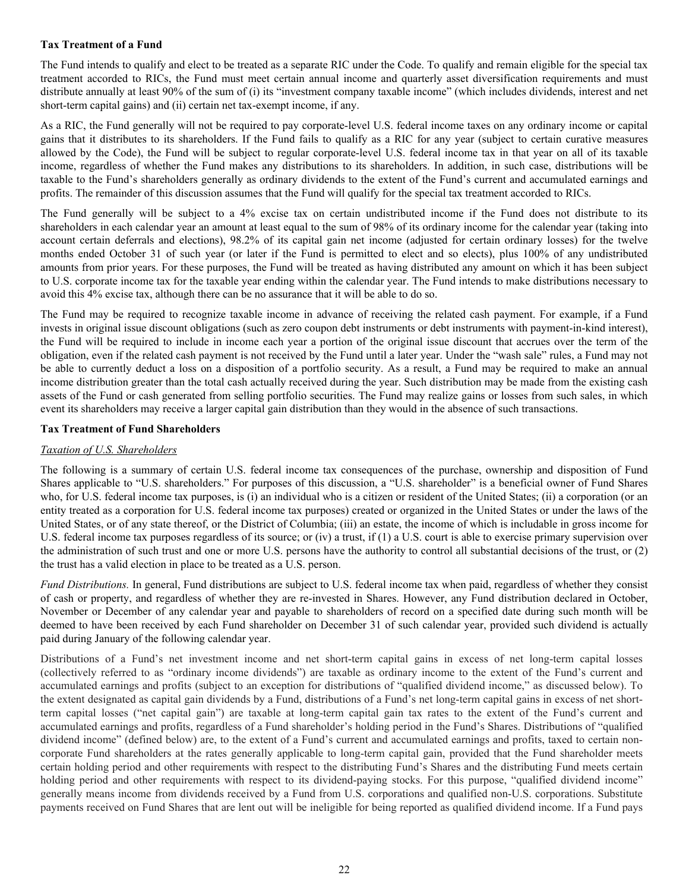**Tax Treatment of a Fund**

The Fund intends to qualify and elect to be treated as a separate RIC under the Code. To qualify and remain eligible for the special tax treatment accorded to RICs, the Fund must meet certain annual income and quarterly asset diversification requirements and must distribute annually at least 90% of the sum of (i) its "investment company taxable income" (which includes dividends, interest and net short-term capital gains) and (ii) certain net tax-exempt income, if any.

As a RIC, the Fund generally will not be required to pay corporate-level U.S. federal income taxes on any ordinary income or capital gains that it distributes to its shareholders. If the Fund fails to qualify as a RIC for any year (subject to certain curative measures allowed by the Code), the Fund will be subject to regular corporate-level U.S. federal income tax in that year on all of its taxable income, regardless of whether the Fund makes any distributions to its shareholders. In addition, in such case, distributions will be taxable to the Fund's shareholders generally as ordinary dividends to the extent of the Fund's current and accumulated earnings and profits. The remainder of this discussion assumes that the Fund will qualify for the special tax treatment accorded to RICs.

The Fund generally will be subject to a 4% excise tax on certain undistributed income if the Fund does not distribute to its shareholders in each calendar year an amount at least equal to the sum of 98% of its ordinary income for the calendar year (taking into account certain deferrals and elections), 98.2% of its capital gain net income (adjusted for certain ordinary losses) for the twelve months ended October 31 of such year (or later if the Fund is permitted to elect and so elects), plus 100% of any undistributed amounts from prior years. For these purposes, the Fund will be treated as having distributed any amount on which it has been subject to U.S. corporate income tax for the taxable year ending within the calendar year. The Fund intends to make distributions necessary to avoid this 4% excise tax, although there can be no assurance that it will be able to do so.

The Fund may be required to recognize taxable income in advance of receiving the related cash payment. For example, if a Fund invests in original issue discount obligations (such as zero coupon debt instruments or debt instruments with payment-in-kind interest), the Fund will be required to include in income each year a portion of the original issue discount that accrues over the term of the obligation, even if the related cash payment is not received by the Fund until a later year. Under the "wash sale" rules, a Fund may not be able to currently deduct a loss on a disposition of a portfolio security. As a result, a Fund may be required to make an annual income distribution greater than the total cash actually received during the year. Such distribution may be made from the existing cash assets of the Fund or cash generated from selling portfolio securities. The Fund may realize gains or losses from such sales, in which event its shareholders may receive a larger capital gain distribution than they would in the absence of such transactions.

**Tax Treatment of Fund Shareholders**

*Taxation of U.S. Shareholders*

The following is a summary of certain U.S. federal income tax consequences of the purchase, ownership and disposition of Fund Shares applicable to "U.S. shareholders." For purposes of this discussion, a "U.S. shareholder" is a beneficial owner of Fund Shares who, for U.S. federal income tax purposes, is (i) an individual who is a citizen or resident of the United States; (ii) a corporation (or an entity treated as a corporation for U.S. federal income tax purposes) created or organized in the United States or under the laws of the United States, or of any state thereof, or the District of Columbia; (iii) an estate, the income of which is includable in gross income for U.S. federal income tax purposes regardless of its source; or (iv) a trust, if (1) a U.S. court is able to exercise primary supervision over the administration of such trust and one or more U.S. persons have the authority to control all substantial decisions of the trust, or (2) the trust has a valid election in place to be treated as a U.S. person.

*Fund Distributions.* In general, Fund distributions are subject to U.S. federal income tax when paid, regardless of whether they consist of cash or property, and regardless of whether they are re-invested in Shares. However, any Fund distribution declared in October, November or December of any calendar year and payable to shareholders of record on a specified date during such month will be deemed to have been received by each Fund shareholder on December 31 of such calendar year, provided such dividend is actually paid during January of the following calendar year.

Distributions of a Fund's net investment income and net short-term capital gains in excess of net long-term capital losses (collectively referred to as "ordinary income dividends") are taxable as ordinary income to the extent of the Fund's current and accumulated earnings and profits (subject to an exception for distributions of "qualified dividend income," as discussed below). To the extent designated as capital gain dividends by a Fund, distributions of a Fund's net long-term capital gains in excess of net short-term capital losses ("net capital gain") are taxable at long-term capital gain tax rates to the extent of the Fund's current and accumulated earnings and profits, regardless of a Fund shareholder's holding period in the Fund's Shares. Distributions of "qualified dividend income" (defined below) are, to the extent of a Fund's current and accumulated earnings and profits, taxed to certain non-corporate Fund shareholders at the rates generally applicable to long-term capital gain, provided that the Fund shareholder meets certain holding period and other requirements with respect to the distributing Fund's Shares and the distributing Fund meets certain holding period and other requirements with respect to its dividend-paying stocks. For this purpose, "qualified dividend income" generally means income from dividends received by a Fund from U.S. corporations and qualified non-U.S. corporations. Substitute payments received on Fund Shares that are lent out will be ineligible for being reported as qualified dividend income. If a Fund pays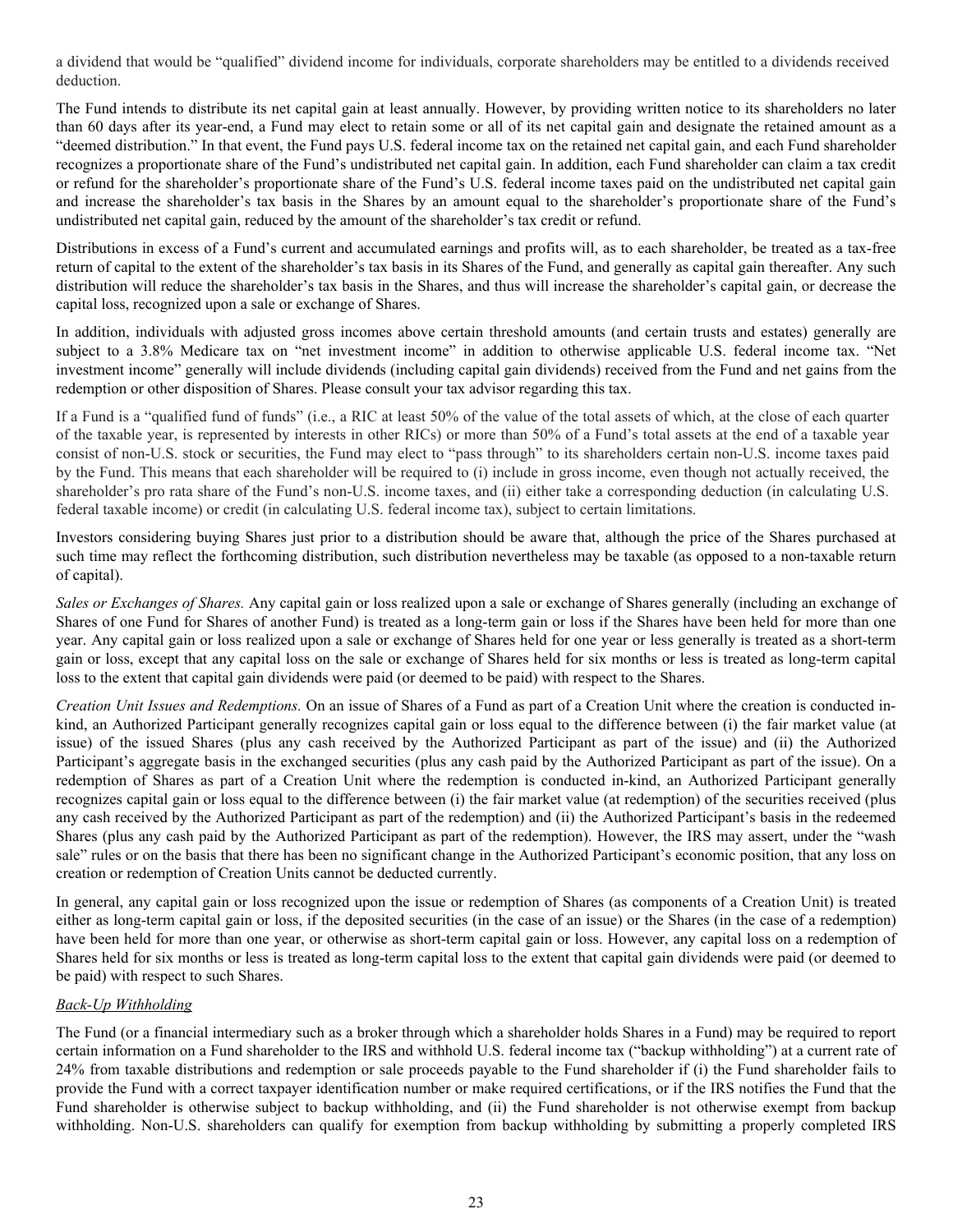a dividend that would be "qualified" dividend income for individuals, corporate shareholders may be entitled to a dividends received deduction.

The Fund intends to distribute its net capital gain at least annually. However, by providing written notice to its shareholders no later than 60 days after its year-end, a Fund may elect to retain some or all of its net capital gain and designate the retained amount as a "deemed distribution." In that event, the Fund pays U.S. federal income tax on the retained net capital gain, and each Fund shareholder recognizes a proportionate share of the Fund's undistributed net capital gain. In addition, each Fund shareholder can claim a tax credit or refund for the shareholder's proportionate share of the Fund's U.S. federal income taxes paid on the undistributed net capital gain and increase the shareholder's tax basis in the Shares by an amount equal to the shareholder's proportionate share of the Fund's undistributed net capital gain, reduced by the amount of the shareholder's tax credit or refund.

Distributions in excess of a Fund's current and accumulated earnings and profits will, as to each shareholder, be treated as a tax-free return of capital to the extent of the shareholder's tax basis in its Shares of the Fund, and generally as capital gain thereafter. Any such distribution will reduce the shareholder's tax basis in the Shares, and thus will increase the shareholder's capital gain, or decrease the capital loss, recognized upon a sale or exchange of Shares.

In addition, individuals with adjusted gross incomes above certain threshold amounts (and certain trusts and estates) generally are subject to a 3.8% Medicare tax on "net investment income" in addition to otherwise applicable U.S. federal income tax. "Net investment income" generally will include dividends (including capital gain dividends) received from the Fund and net gains from the redemption or other disposition of Shares. Please consult your tax advisor regarding this tax.

If a Fund is a "qualified fund of funds" (i.e., a RIC at least 50% of the value of the total assets of which, at the close of each quarter of the taxable year, is represented by interests in other RICs) or more than 50% of a Fund's total assets at the end of a taxable year consist of non-U.S. stock or securities, the Fund may elect to "pass through" to its shareholders certain non-U.S. income taxes paid by the Fund. This means that each shareholder will be required to (i) include in gross income, even though not actually received, the shareholder's pro rata share of the Fund's non-U.S. income taxes, and (ii) either take a corresponding deduction (in calculating U.S. federal taxable income) or credit (in calculating U.S. federal income tax), subject to certain limitations.

Investors considering buying Shares just prior to a distribution should be aware that, although the price of the Shares purchased at such time may reflect the forthcoming distribution, such distribution nevertheless may be taxable (as opposed to a non-taxable return of capital).

*Sales or Exchanges of Shares.* Any capital gain or loss realized upon a sale or exchange of Shares generally (including an exchange of Shares of one Fund for Shares of another Fund) is treated as a long-term gain or loss if the Shares have been held for more than one year. Any capital gain or loss realized upon a sale or exchange of Shares held for one year or less generally is treated as a short-term gain or loss, except that any capital loss on the sale or exchange of Shares held for six months or less is treated as long-term capital loss to the extent that capital gain dividends were paid (or deemed to be paid) with respect to the Shares.

*Creation Unit Issues and Redemptions.* On an issue of Shares of a Fund as part of a Creation Unit where the creation is conducted in-kind, an Authorized Participant generally recognizes capital gain or loss equal to the difference between (i) the fair market value (at issue) of the issued Shares (plus any cash received by the Authorized Participant as part of the issue) and (ii) the Authorized Participant's aggregate basis in the exchanged securities (plus any cash paid by the Authorized Participant as part of the issue). On a redemption of Shares as part of a Creation Unit where the redemption is conducted in-kind, an Authorized Participant generally recognizes capital gain or loss equal to the difference between (i) the fair market value (at redemption) of the securities received (plus any cash received by the Authorized Participant as part of the redemption) and (ii) the Authorized Participant's basis in the redeemed Shares (plus any cash paid by the Authorized Participant as part of the redemption). However, the IRS may assert, under the "wash sale" rules or on the basis that there has been no significant change in the Authorized Participant's economic position, that any loss on creation or redemption of Creation Units cannot be deducted currently.

In general, any capital gain or loss recognized upon the issue or redemption of Shares (as components of a Creation Unit) is treated either as long-term capital gain or loss, if the deposited securities (in the case of an issue) or the Shares (in the case of a redemption) have been held for more than one year, or otherwise as short-term capital gain or loss. However, any capital loss on a redemption of Shares held for six months or less is treated as long-term capital loss to the extent that capital gain dividends were paid (or deemed to be paid) with respect to such Shares.

## Back-Up Withholding

The Fund (or a financial intermediary such as a broker through which a shareholder holds Shares in a Fund) may be required to report certain information on a Fund shareholder to the IRS and withhold U.S. federal income tax ("backup withholding") at a current rate of 24% from taxable distributions and redemption or sale proceeds payable to the Fund shareholder if (i) the Fund shareholder fails to provide the Fund with a correct taxpayer identification number or make required certifications, or if the IRS notifies the Fund that the Fund shareholder is otherwise subject to backup withholding, and (ii) the Fund shareholder is not otherwise exempt from backup withholding. Non-U.S. shareholders can qualify for exemption from backup withholding by submitting a properly completed IRS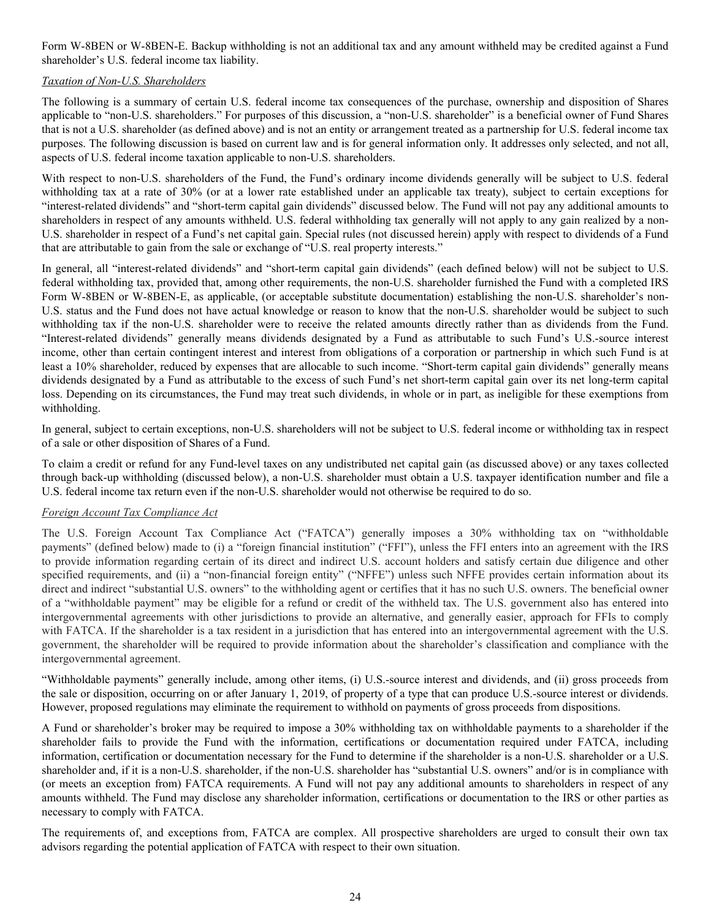Form W-8BEN or W-8BEN-E. Backup withholding is not an additional tax and any amount withheld may be credited against a Fund shareholder's U.S. federal income tax liability.

*Taxation of Non-U.S. Shareholders*

The following is a summary of certain U.S. federal income tax consequences of the purchase, ownership and disposition of Shares applicable to "non-U.S. shareholders." For purposes of this discussion, a "non-U.S. shareholder" is a beneficial owner of Fund Shares that is not a U.S. shareholder (as defined above) and is not an entity or arrangement treated as a partnership for U.S. federal income tax purposes. The following discussion is based on current law and is for general information only. It addresses only selected, and not all, aspects of U.S. federal income taxation applicable to non-U.S. shareholders.

With respect to non-U.S. shareholders of the Fund, the Fund's ordinary income dividends generally will be subject to U.S. federal withholding tax at a rate of 30% (or at a lower rate established under an applicable tax treaty), subject to certain exceptions for "interest-related dividends" and "short-term capital gain dividends" discussed below. The Fund will not pay any additional amounts to shareholders in respect of any amounts withheld. U.S. federal withholding tax generally will not apply to any gain realized by a non-U.S. shareholder in respect of a Fund's net capital gain. Special rules (not discussed herein) apply with respect to dividends of a Fund that are attributable to gain from the sale or exchange of "U.S. real property interests."

In general, all "interest-related dividends" and "short-term capital gain dividends" (each defined below) will not be subject to U.S. federal withholding tax, provided that, among other requirements, the non-U.S. shareholder furnished the Fund with a completed IRS Form W-8BEN or W-8BEN-E, as applicable, (or acceptable substitute documentation) establishing the non-U.S. shareholder's non-U.S. status and the Fund does not have actual knowledge or reason to know that the non-U.S. shareholder would be subject to such withholding tax if the non-U.S. shareholder were to receive the related amounts directly rather than as dividends from the Fund. "Interest-related dividends" generally means dividends designated by a Fund as attributable to such Fund's U.S.-source interest income, other than certain contingent interest and interest from obligations of a corporation or partnership in which such Fund is at least a 10% shareholder, reduced by expenses that are allocable to such income. "Short-term capital gain dividends" generally means dividends designated by a Fund as attributable to the excess of such Fund's net short-term capital gain over its net long-term capital loss. Depending on its circumstances, the Fund may treat such dividends, in whole or in part, as ineligible for these exemptions from withholding.

In general, subject to certain exceptions, non-U.S. shareholders will not be subject to U.S. federal income or withholding tax in respect of a sale or other disposition of Shares of a Fund.

To claim a credit or refund for any Fund-level taxes on any undistributed net capital gain (as discussed above) or any taxes collected through back-up withholding (discussed below), a non-U.S. shareholder must obtain a U.S. taxpayer identification number and file a U.S. federal income tax return even if the non-U.S. shareholder would not otherwise be required to do so.

*Foreign Account Tax Compliance Act*

The U.S. Foreign Account Tax Compliance Act ("FATCA") generally imposes a 30% withholding tax on "withholdable payments" (defined below) made to (i) a "foreign financial institution" ("FFI"), unless the FFI enters into an agreement with the IRS to provide information regarding certain of its direct and indirect U.S. account holders and satisfy certain due diligence and other specified requirements, and (ii) a "non-financial foreign entity" ("NFFE") unless such NFFE provides certain information about its direct and indirect "substantial U.S. owners" to the withholding agent or certifies that it has no such U.S. owners. The beneficial owner of a "withholdable payment" may be eligible for a refund or credit of the withheld tax. The U.S. government also has entered into intergovernmental agreements with other jurisdictions to provide an alternative, and generally easier, approach for FFIs to comply with FATCA. If the shareholder is a tax resident in a jurisdiction that has entered into an intergovernmental agreement with the U.S. government, the shareholder will be required to provide information about the shareholder's classification and compliance with the intergovernmental agreement.

"Withholdable payments" generally include, among other items, (i) U.S.-source interest and dividends, and (ii) gross proceeds from the sale or disposition, occurring on or after January 1, 2019, of property of a type that can produce U.S.-source interest or dividends. However, proposed regulations may eliminate the requirement to withhold on payments of gross proceeds from dispositions.

A Fund or shareholder's broker may be required to impose a 30% withholding tax on withholdable payments to a shareholder if the shareholder fails to provide the Fund with the information, certifications or documentation required under FATCA, including information, certification or documentation necessary for the Fund to determine if the shareholder is a non-U.S. shareholder or a U.S. shareholder and, if it is a non-U.S. shareholder, if the non-U.S. shareholder has "substantial U.S. owners" and/or is in compliance with (or meets an exception from) FATCA requirements. A Fund will not pay any additional amounts to shareholders in respect of any amounts withheld. The Fund may disclose any shareholder information, certifications or documentation to the IRS or other parties as necessary to comply with FATCA.

The requirements of, and exceptions from, FATCA are complex. All prospective shareholders are urged to consult their own tax advisors regarding the potential application of FATCA with respect to their own situation.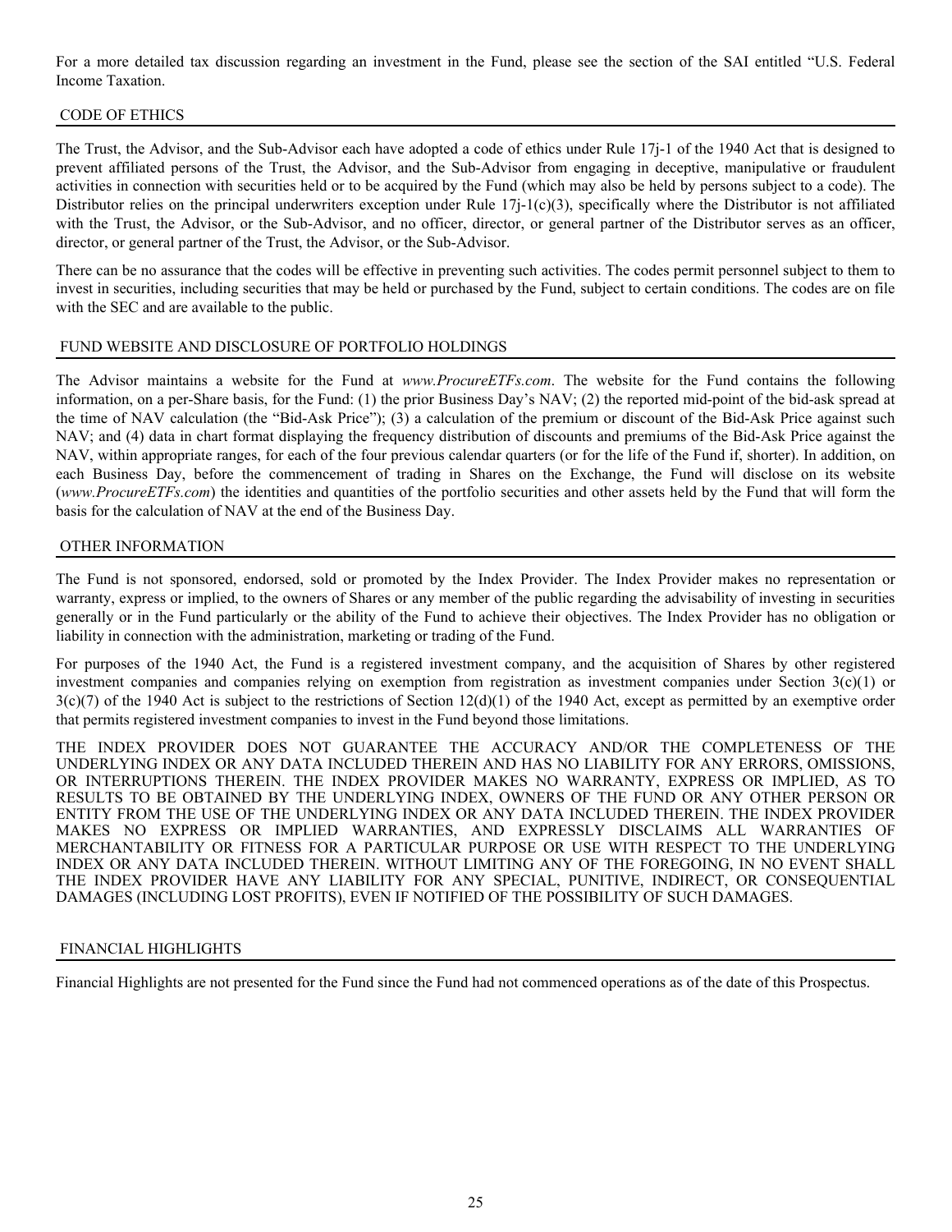For a more detailed tax discussion regarding an investment in the Fund, please see the section of the SAI entitled "U.S. Federal Income Taxation.

## CODE OF ETHICS

The Trust, the Advisor, and the Sub-Advisor each have adopted a code of ethics under Rule 17j-1 of the 1940 Act that is designed to prevent affiliated persons of the Trust, the Advisor, and the Sub-Advisor from engaging in deceptive, manipulative or fraudulent activities in connection with securities held or to be acquired by the Fund (which may also be held by persons subject to a code). The Distributor relies on the principal underwriters exception under Rule 17j-1(c)(3), specifically where the Distributor is not affiliated with the Trust, the Advisor, or the Sub-Advisor, and no officer, director, or general partner of the Distributor serves as an officer, director, or general partner of the Trust, the Advisor, or the Sub-Advisor.

There can be no assurance that the codes will be effective in preventing such activities. The codes permit personnel subject to them to invest in securities, including securities that may be held or purchased by the Fund, subject to certain conditions. The codes are on file with the SEC and are available to the public.

## FUND WEBSITE AND DISCLOSURE OF PORTFOLIO HOLDINGS

The Advisor maintains a website for the Fund at *www.ProcureETFs.com*. The website for the Fund contains the following information, on a per-Share basis, for the Fund: (1) the prior Business Day's NAV; (2) the reported mid-point of the bid-ask spread at the time of NAV calculation (the "Bid-Ask Price"); (3) a calculation of the premium or discount of the Bid-Ask Price against such NAV; and (4) data in chart format displaying the frequency distribution of discounts and premiums of the Bid-Ask Price against the NAV, within appropriate ranges, for each of the four previous calendar quarters (or for the life of the Fund if, shorter). In addition, on each Business Day, before the commencement of trading in Shares on the Exchange, the Fund will disclose on its website (*www.ProcureETFs.com*) the identities and quantities of the portfolio securities and other assets held by the Fund that will form the basis for the calculation of NAV at the end of the Business Day.

## OTHER INFORMATION

The Fund is not sponsored, endorsed, sold or promoted by the Index Provider. The Index Provider makes no representation or warranty, express or implied, to the owners of Shares or any member of the public regarding the advisability of investing in securities generally or in the Fund particularly or the ability of the Fund to achieve their objectives. The Index Provider has no obligation or liability in connection with the administration, marketing or trading of the Fund.

For purposes of the 1940 Act, the Fund is a registered investment company, and the acquisition of Shares by other registered investment companies and companies relying on exemption from registration as investment companies under Section 3(c)(1) or 3(c)(7) of the 1940 Act is subject to the restrictions of Section 12(d)(1) of the 1940 Act, except as permitted by an exemptive order that permits registered investment companies to invest in the Fund beyond those limitations.

THE INDEX PROVIDER DOES NOT GUARANTEE THE ACCURACY AND/OR THE COMPLETENESS OF THE UNDERLYING INDEX OR ANY DATA INCLUDED THEREIN AND HAS NO LIABILITY FOR ANY ERRORS, OMISSIONS, OR INTERRUPTIONS THEREIN. THE INDEX PROVIDER MAKES NO WARRANTY, EXPRESS OR IMPLIED, AS TO RESULTS TO BE OBTAINED BY THE UNDERLYING INDEX, OWNERS OF THE FUND OR ANY OTHER PERSON OR ENTITY FROM THE USE OF THE UNDERLYING INDEX OR ANY DATA INCLUDED THEREIN. THE INDEX PROVIDER MAKES NO EXPRESS OR IMPLIED WARRANTIES, AND EXPRESSLY DISCLAIMS ALL WARRANTIES OF MERCHANTABILITY OR FITNESS FOR A PARTICULAR PURPOSE OR USE WITH RESPECT TO THE UNDERLYING INDEX OR ANY DATA INCLUDED THEREIN. WITHOUT LIMITING ANY OF THE FOREGOING, IN NO EVENT SHALL THE INDEX PROVIDER HAVE ANY LIABILITY FOR ANY SPECIAL, PUNITIVE, INDIRECT, OR CONSEQUENTIAL DAMAGES (INCLUDING LOST PROFITS), EVEN IF NOTIFIED OF THE POSSIBILITY OF SUCH DAMAGES.

## FINANCIAL HIGHLIGHTS

Financial Highlights are not presented for the Fund since the Fund had not commenced operations as of the date of this Prospectus.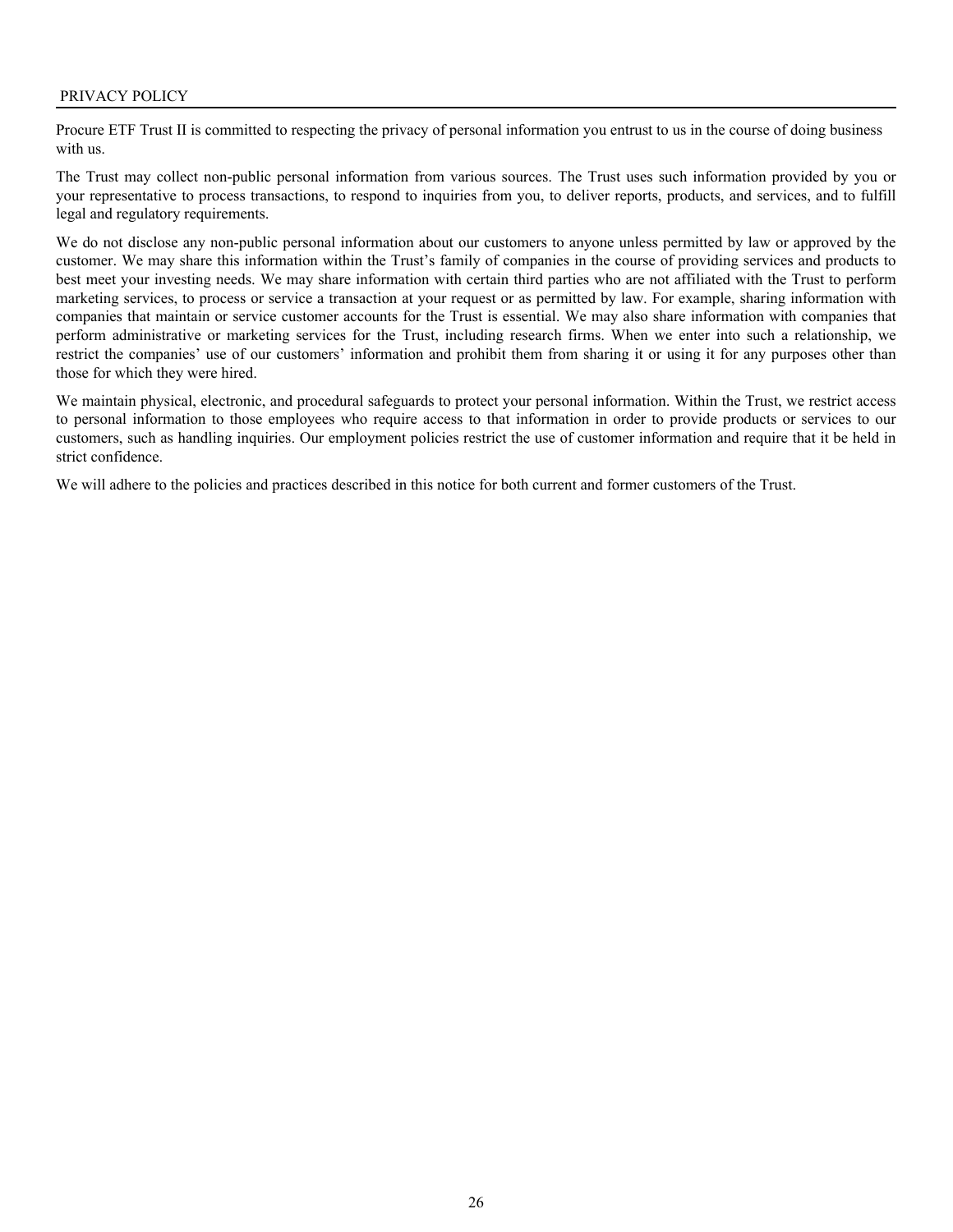## PRIVACY POLICY

Procure ETF Trust II is committed to respecting the privacy of personal information you entrust to us in the course of doing business with us.

The Trust may collect non-public personal information from various sources. The Trust uses such information provided by you or your representative to process transactions, to respond to inquiries from you, to deliver reports, products, and services, and to fulfill legal and regulatory requirements.

We do not disclose any non-public personal information about our customers to anyone unless permitted by law or approved by the customer. We may share this information within the Trust's family of companies in the course of providing services and products to best meet your investing needs. We may share information with certain third parties who are not affiliated with the Trust to perform marketing services, to process or service a transaction at your request or as permitted by law. For example, sharing information with companies that maintain or service customer accounts for the Trust is essential. We may also share information with companies that perform administrative or marketing services for the Trust, including research firms. When we enter into such a relationship, we restrict the companies' use of our customers' information and prohibit them from sharing it or using it for any purposes other than those for which they were hired.

We maintain physical, electronic, and procedural safeguards to protect your personal information. Within the Trust, we restrict access to personal information to those employees who require access to that information in order to provide products or services to our customers, such as handling inquiries. Our employment policies restrict the use of customer information and require that it be held in strict confidence.

We will adhere to the policies and practices described in this notice for both current and former customers of the Trust.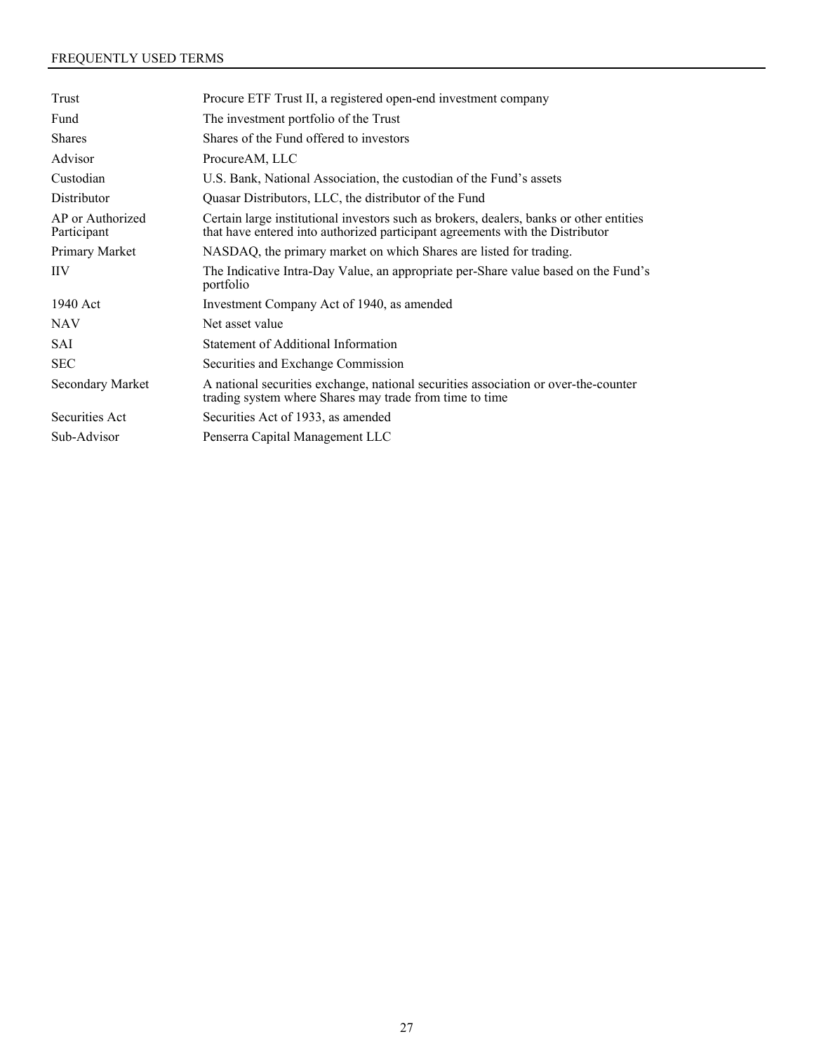## FREQUENTLY USED TERMS

| | |
|---|---|
| Trust | Procure ETF Trust II, a registered open-end investment company |
| Fund | The investment portfolio of the Trust |
| Shares | Shares of the Fund offered to investors |
| Advisor | ProcureAM, LLC |
| Custodian | U.S. Bank, National Association, the custodian of the Fund's assets |
| Distributor | Quasar Distributors, LLC, the distributor of the Fund |
| AP or Authorized Participant | Certain large institutional investors such as brokers, dealers, banks or other entities that have entered into authorized participant agreements with the Distributor |
| Primary Market | NASDAQ, the primary market on which Shares are listed for trading. |
| IIV | The Indicative Intra-Day Value, an appropriate per-Share value based on the Fund's portfolio |
| 1940 Act | Investment Company Act of 1940, as amended |
| NAV | Net asset value |
| SAI | Statement of Additional Information |
| SEC | Securities and Exchange Commission |
| Secondary Market | A national securities exchange, national securities association or over-the-counter trading system where Shares may trade from time to time |
| Securities Act | Securities Act of 1933, as amended |
| Sub-Advisor | Penserra Capital Management LLC |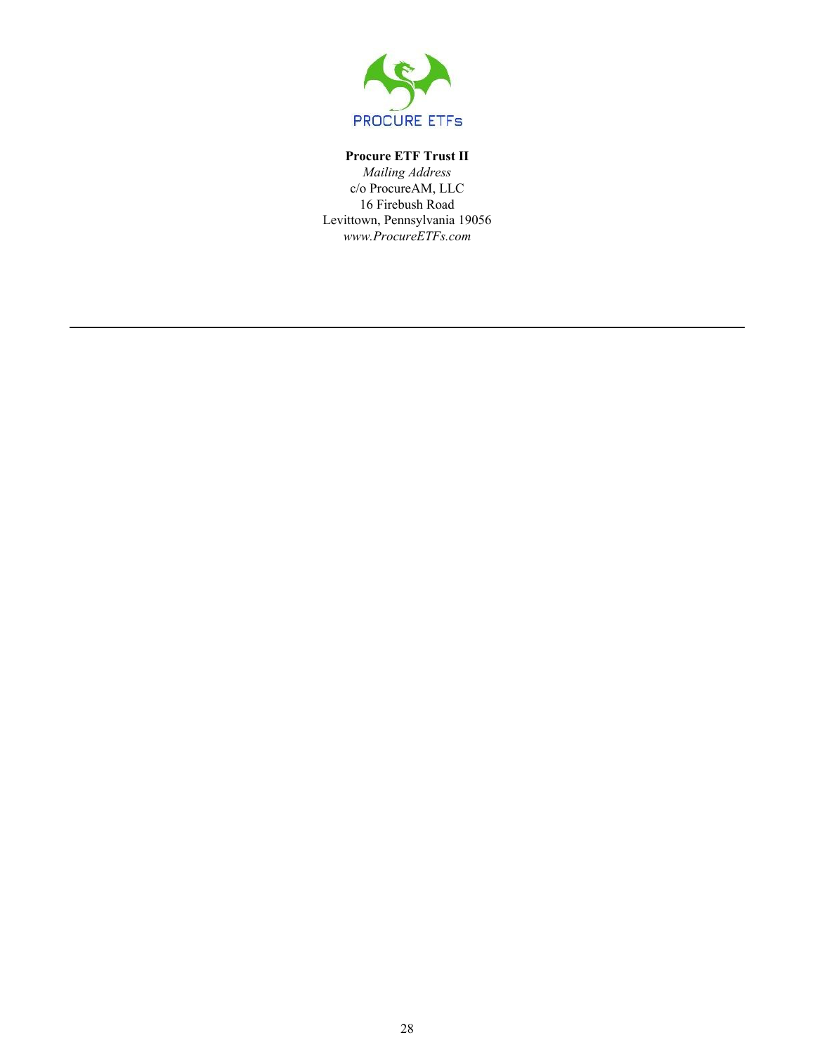PROCURE ETFs

**Procure ETF Trust II**

*Mailing Address*
c/o ProcureAM, LLC
16 Firebush Road
Levittown, Pennsylvania 19056
*www.ProcureETFs.com*

---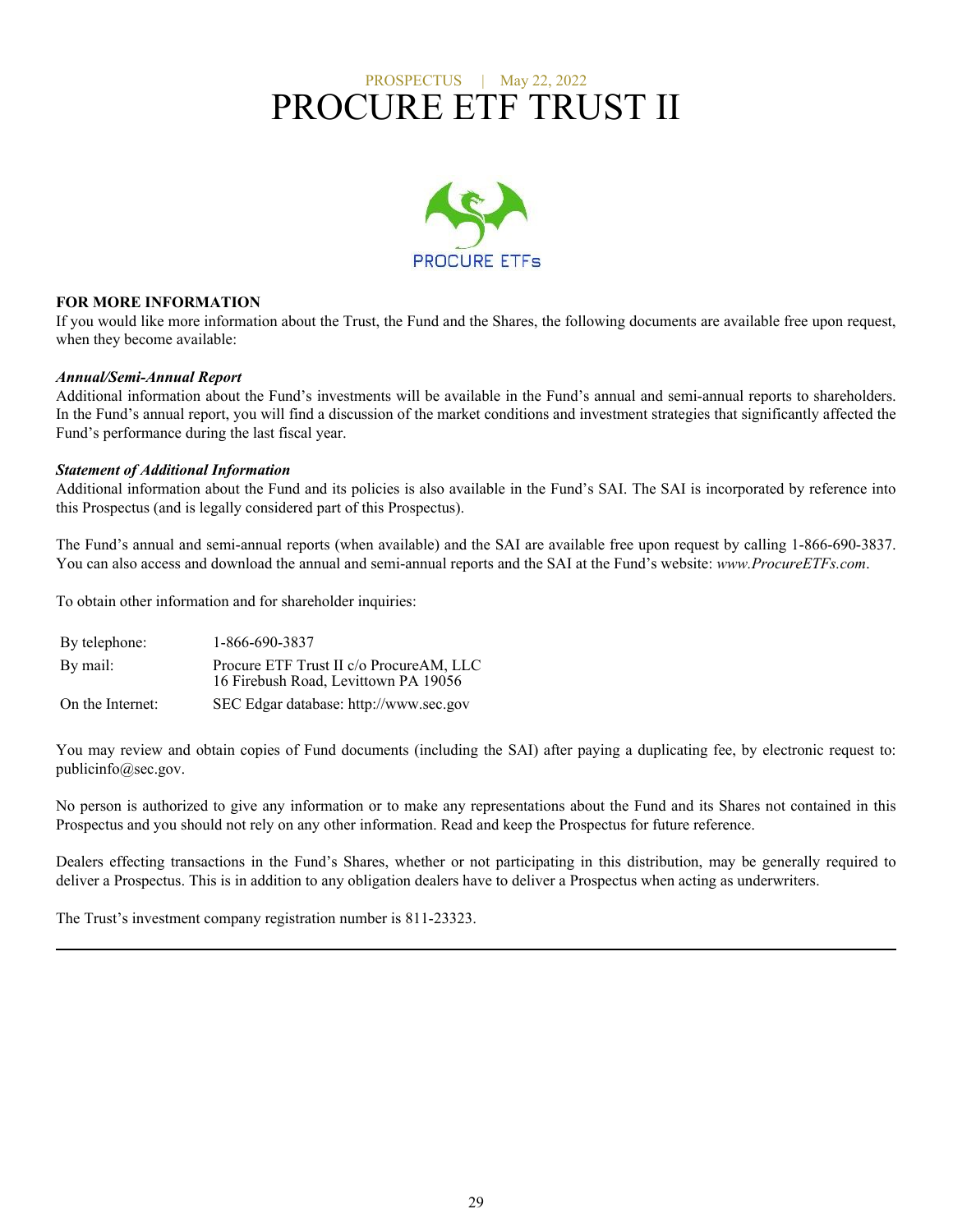PROSPECTUS | May 22, 2022

# PROCURE ETF TRUST II

PROCURE ETFs

**FOR MORE INFORMATION**

If you would like more information about the Trust, the Fund and the Shares, the following documents are available free upon request, when they become available:

***Annual/Semi-Annual Report***

Additional information about the Fund's investments will be available in the Fund's annual and semi-annual reports to shareholders. In the Fund's annual report, you will find a discussion of the market conditions and investment strategies that significantly affected the Fund's performance during the last fiscal year.

***Statement of Additional Information***

Additional information about the Fund and its policies is also available in the Fund's SAI. The SAI is incorporated by reference into this Prospectus (and is legally considered part of this Prospectus).

The Fund's annual and semi-annual reports (when available) and the SAI are available free upon request by calling 1-866-690-3837. You can also access and download the annual and semi-annual reports and the SAI at the Fund's website: *www.ProcureETFs.com*.

To obtain other information and for shareholder inquiries:

| | |
|---|---|
| By telephone: | 1-866-690-3837 |
| By mail: | Procure ETF Trust II c/o ProcureAM, LLC<br>16 Firebush Road, Levittown PA 19056 |
| On the Internet: | SEC Edgar database: http://www.sec.gov |

You may review and obtain copies of Fund documents (including the SAI) after paying a duplicating fee, by electronic request to: publicinfo@sec.gov.

No person is authorized to give any information or to make any representations about the Fund and its Shares not contained in this Prospectus and you should not rely on any other information. Read and keep the Prospectus for future reference.

Dealers effecting transactions in the Fund's Shares, whether or not participating in this distribution, may be generally required to deliver a Prospectus. This is in addition to any obligation dealers have to deliver a Prospectus when acting as underwriters.

The Trust's investment company registration number is 811-23323.